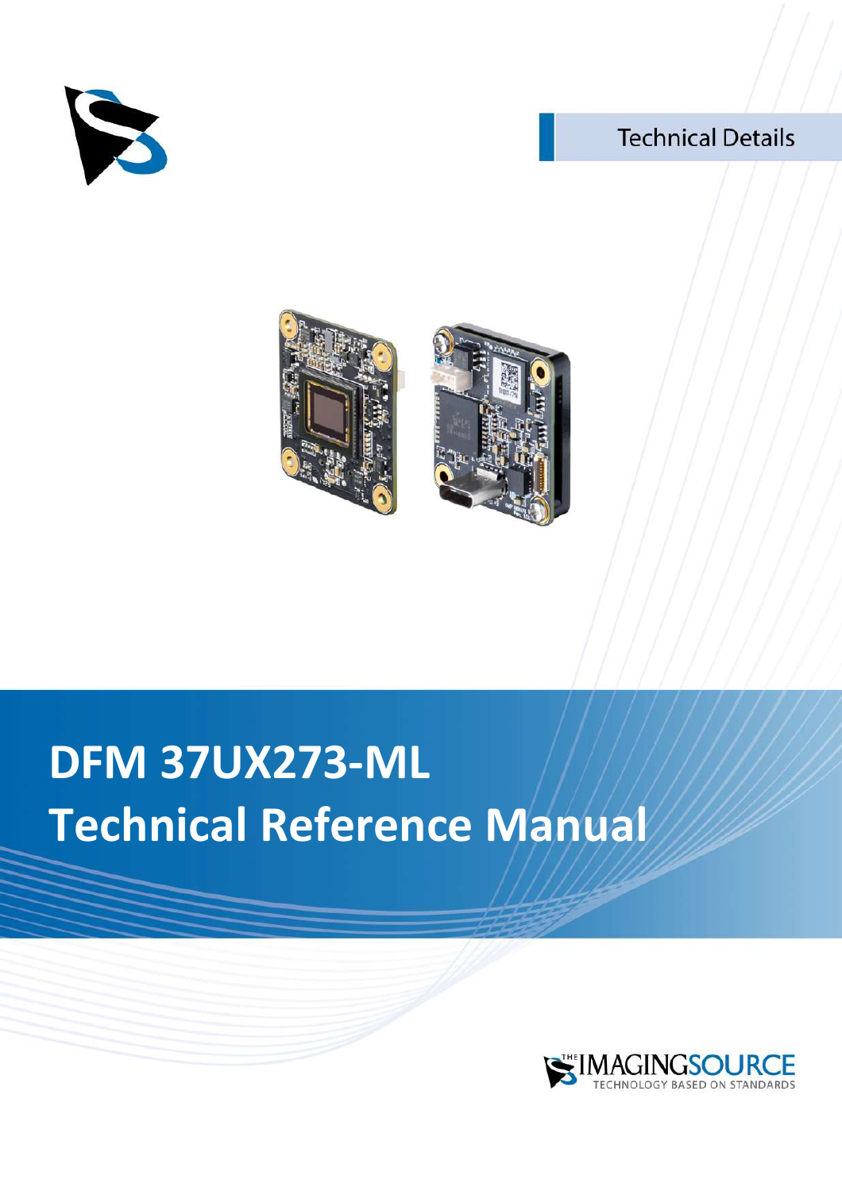Technical Details

# DFM 37UX273-ML
# Technical Reference Manual

THE IMAGINGSOURCE
TECHNOLOGY BASED ON STANDARDS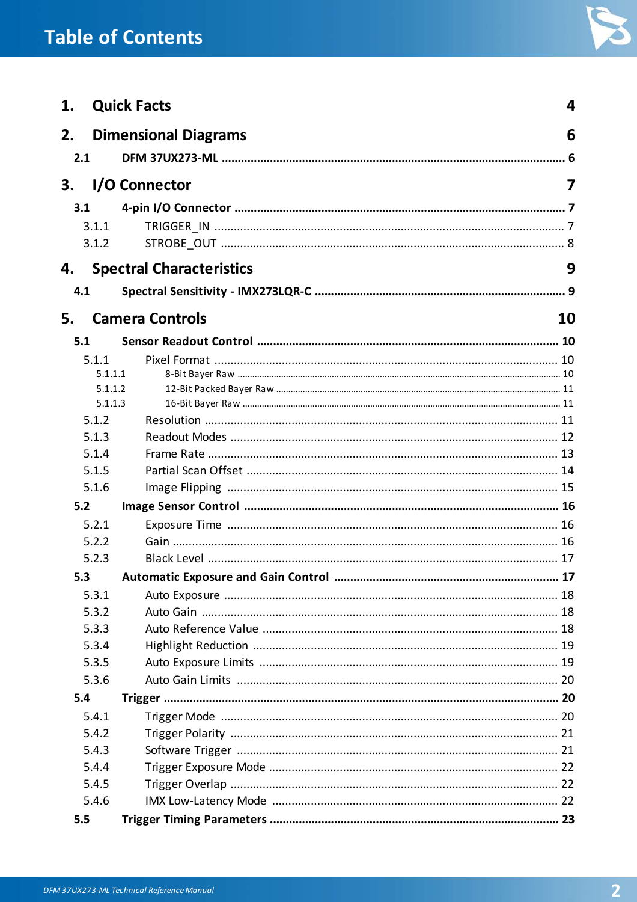# Table of Contents

**1. Quick Facts** 4

**2. Dimensional Diagrams** 6

**2.1 DFM 37UX273-ML** ........................................................................................................ 6

**3. I/O Connector** 7

**3.1 4-pin I/O Connector** ...................................................................................................... 7

3.1.1 TRIGGER_IN ........................................................................................................ 7

3.1.2 STROBE_OUT ........................................................................................................ 8

**4. Spectral Characteristics** 9

**4.1 Spectral Sensitivity - IMX273LQR-C** ............................................................................... 9

**5. Camera Controls** 10

**5.1 Sensor Readout Control** ............................................................................................... 10

5.1.1 Pixel Format ........................................................................................................ 10

5.1.1.1 8-Bit Bayer Raw ........................................................................................................ 10

5.1.1.2 12-Bit Packed Bayer Raw ........................................................................................... 11

5.1.1.3 16-Bit Bayer Raw ........................................................................................................ 11

5.1.2 Resolution ........................................................................................................ 11

5.1.3 Readout Modes ........................................................................................................ 12

5.1.4 Frame Rate ........................................................................................................ 13

5.1.5 Partial Scan Offset ........................................................................................................ 14

5.1.6 Image Flipping ........................................................................................................ 15

**5.2 Image Sensor Control** ............................................................................................... 16

5.2.1 Exposure Time ........................................................................................................ 16

5.2.2 Gain ........................................................................................................ 16

5.2.3 Black Level ........................................................................................................ 17

**5.3 Automatic Exposure and Gain Control** ............................................................................ 17

5.3.1 Auto Exposure ........................................................................................................ 18

5.3.2 Auto Gain ........................................................................................................ 18

5.3.3 Auto Reference Value ........................................................................................................ 18

5.3.4 Highlight Reduction ........................................................................................................ 19

5.3.5 Auto Exposure Limits ........................................................................................................ 19

5.3.6 Auto Gain Limits ........................................................................................................ 20

**5.4 Trigger** ........................................................................................................ 20

5.4.1 Trigger Mode ........................................................................................................ 20

5.4.2 Trigger Polarity ........................................................................................................ 21

5.4.3 Software Trigger ........................................................................................................ 21

5.4.4 Trigger Exposure Mode ........................................................................................................ 22

5.4.5 Trigger Overlap ........................................................................................................ 22

5.4.6 IMX Low-Latency Mode ........................................................................................................ 22

**5.5 Trigger Timing Parameters** ............................................................................................... 23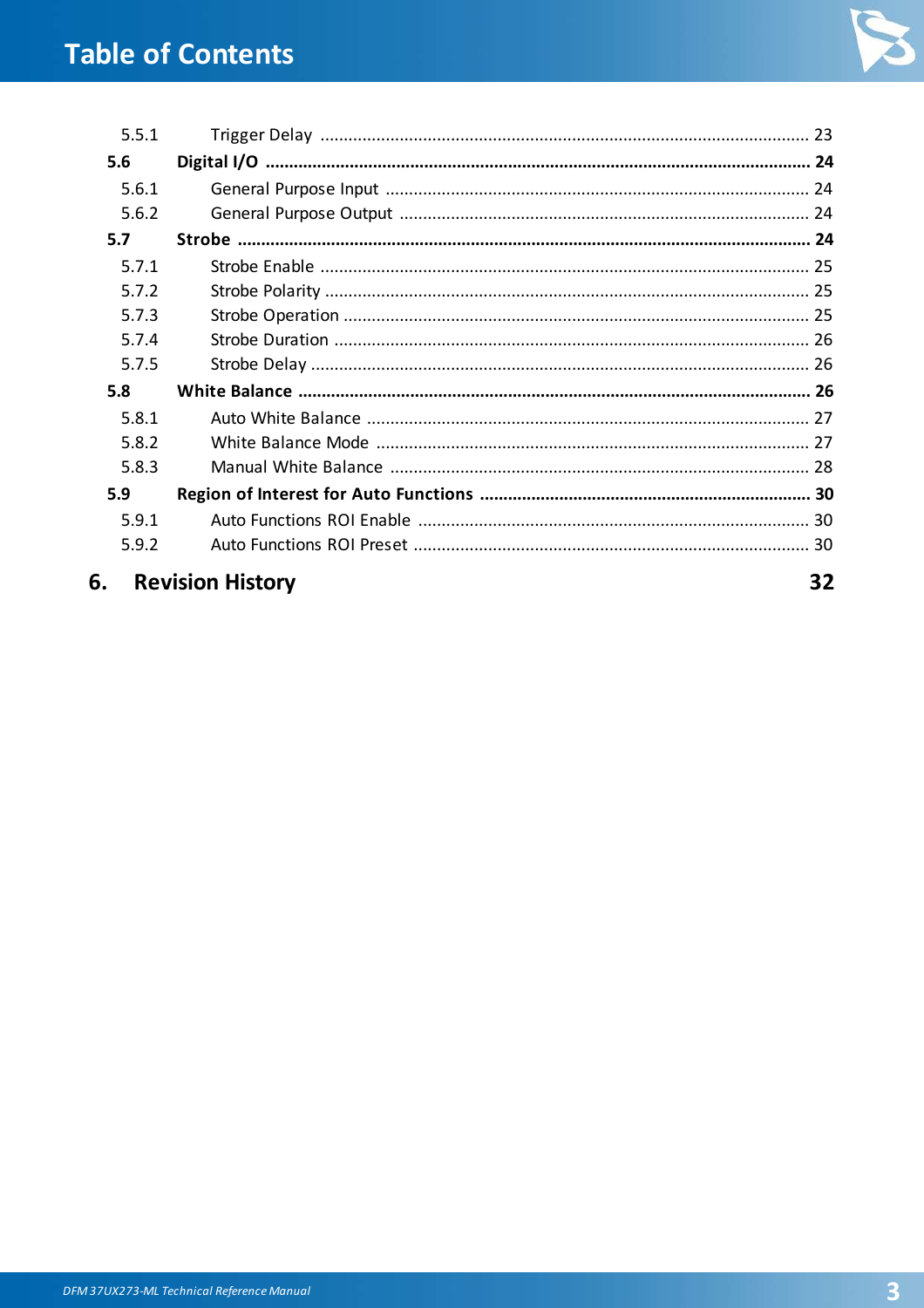# Table of Contents

- 5.5.1 Trigger Delay ... 23
- **5.6 Digital I/O ... 24**
  - 5.6.1 General Purpose Input ... 24
  - 5.6.2 General Purpose Output ... 24
- **5.7 Strobe ... 24**
  - 5.7.1 Strobe Enable ... 25
  - 5.7.2 Strobe Polarity ... 25
  - 5.7.3 Strobe Operation ... 25
  - 5.7.4 Strobe Duration ... 26
  - 5.7.5 Strobe Delay ... 26
- **5.8 White Balance ... 26**
  - 5.8.1 Auto White Balance ... 27
  - 5.8.2 White Balance Mode ... 27
  - 5.8.3 Manual White Balance ... 28
- **5.9 Region of Interest for Auto Functions ... 30**
  - 5.9.1 Auto Functions ROI Enable ... 30
  - 5.9.2 Auto Functions ROI Preset ... 30

**6. Revision History 32**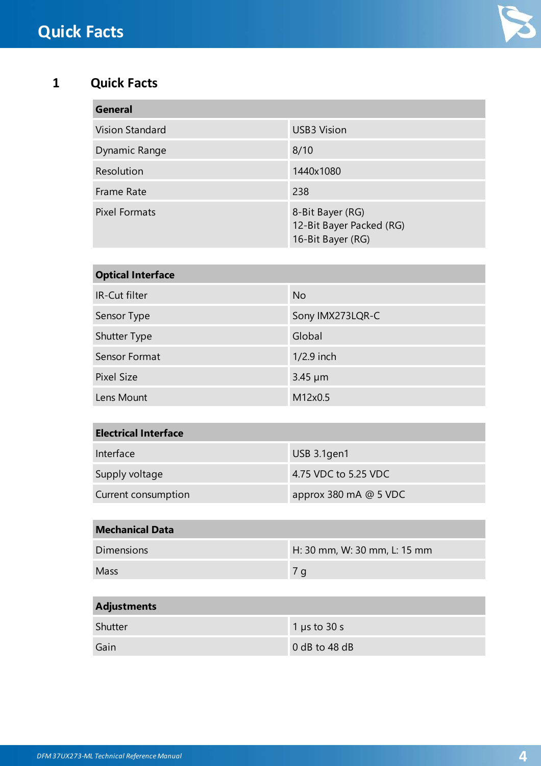# 1 Quick Facts

| General | |
|---|---|
| Vision Standard | USB3 Vision |
| Dynamic Range | 8/10 |
| Resolution | 1440x1080 |
| Frame Rate | 238 |
| Pixel Formats | 8-Bit Bayer (RG)<br>12-Bit Bayer Packed (RG)<br>16-Bit Bayer (RG) |

| Optical Interface | |
|---|---|
| IR-Cut filter | No |
| Sensor Type | Sony IMX273LQR-C |
| Shutter Type | Global |
| Sensor Format | 1/2.9 inch |
| Pixel Size | 3.45 µm |
| Lens Mount | M12x0.5 |

| Electrical Interface | |
|---|---|
| Interface | USB 3.1gen1 |
| Supply voltage | 4.75 VDC to 5.25 VDC |
| Current consumption | approx 380 mA @ 5 VDC |

| Mechanical Data | |
|---|---|
| Dimensions | H: 30 mm, W: 30 mm, L: 15 mm |
| Mass | 7 g |

| Adjustments | |
|---|---|
| Shutter | 1 µs to 30 s |
| Gain | 0 dB to 48 dB |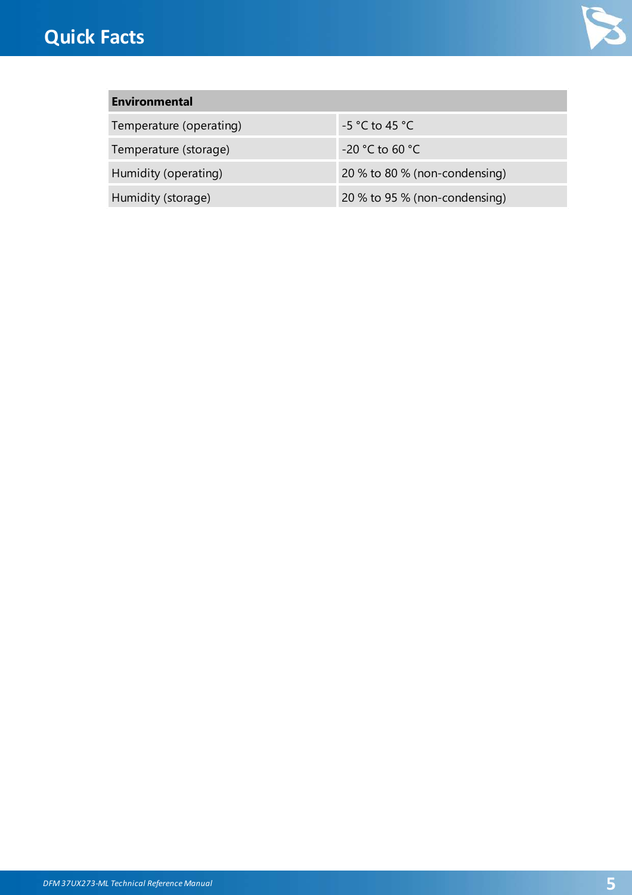| Environmental | |
|---|---|
| Temperature (operating) | -5 °C to 45 °C |
| Temperature (storage) | -20 °C to 60 °C |
| Humidity (operating) | 20 % to 80 % (non-condensing) |
| Humidity (storage) | 20 % to 95 % (non-condensing) |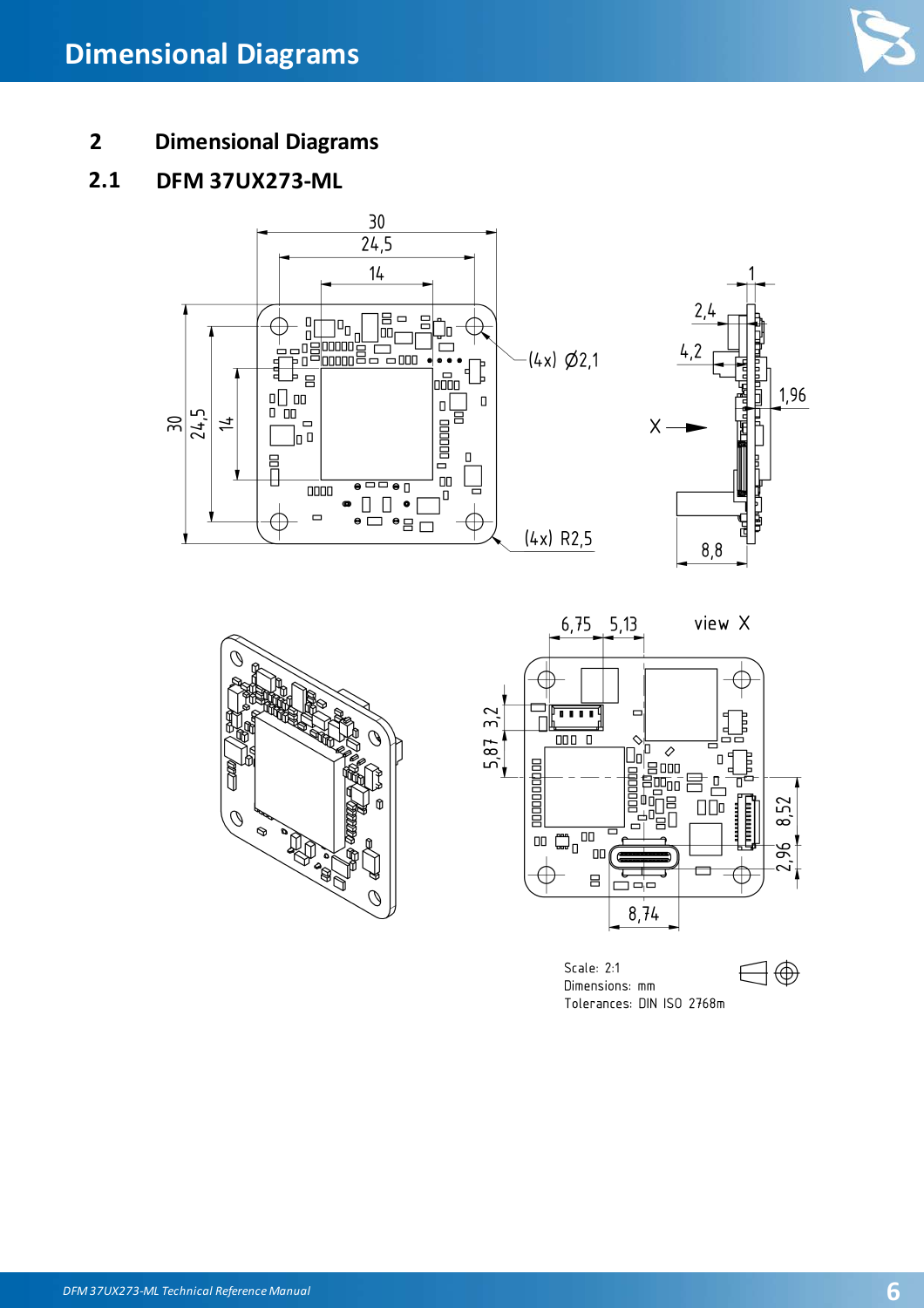# 2 Dimensional Diagrams

## 2.1 DFM 37UX273-ML

Scale: 2:1
Dimensions: mm
Tolerances: DIN ISO 2768m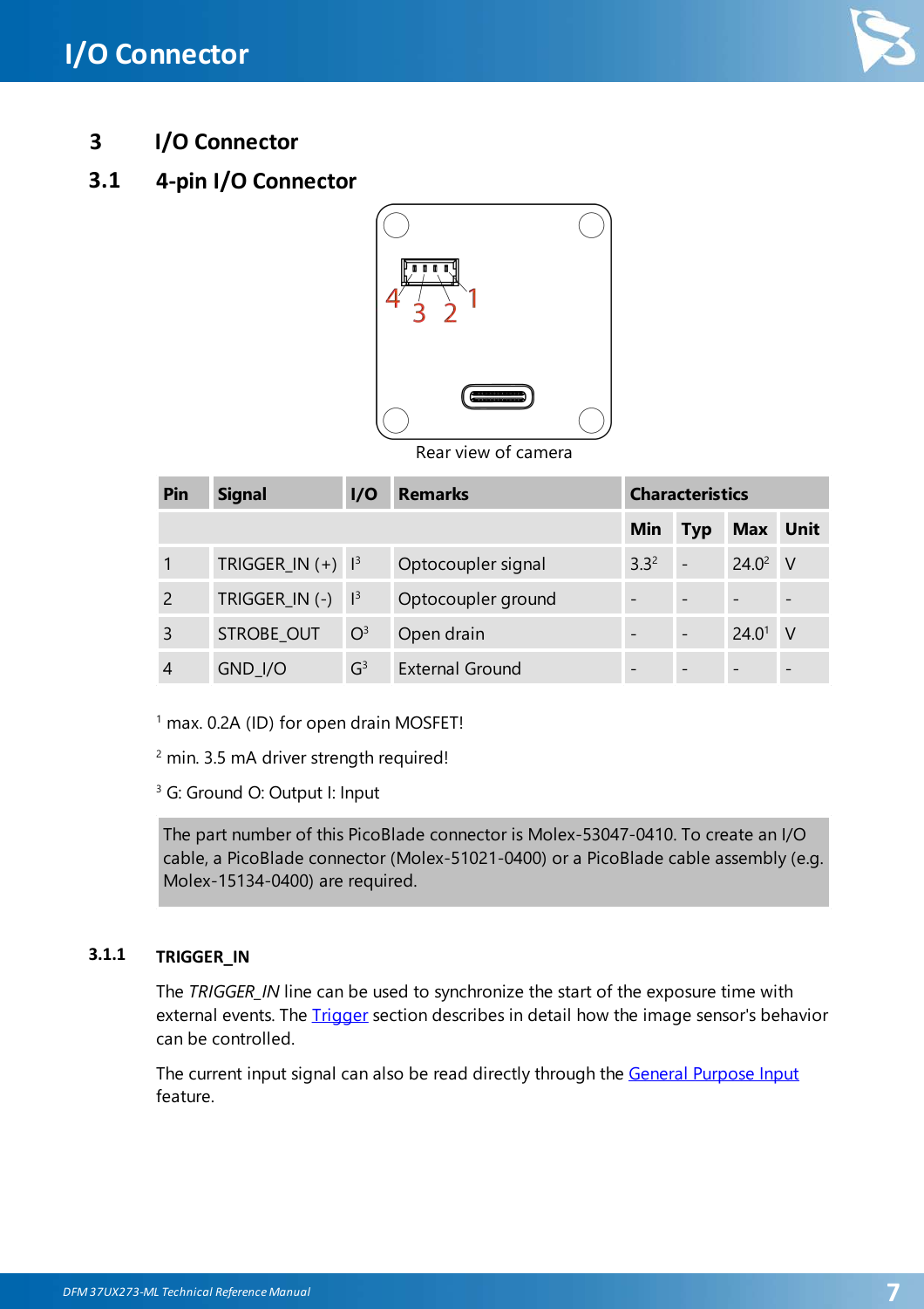# 3 I/O Connector

## 3.1 4-pin I/O Connector

Rear view of camera

| Pin | Signal | I/O | Remarks | Characteristics | | | |
|---|---|---|---|---|---|---|---|
| | | | | Min | Typ | Max | Unit |
| 1 | TRIGGER_IN (+) | I[3] | Optocoupler signal | 3.3[2] | - | 24.0[2] | V |
| 2 | TRIGGER_IN (-) | I[3] | Optocoupler ground | - | - | - | - |
| 3 | STROBE_OUT | O[3] | Open drain | - | - | 24.0[1] | V |
| 4 | GND_I/O | G[3] | External Ground | - | - | - | - |

[1] max. 0.2A (ID) for open drain MOSFET!

[2] min. 3.5 mA driver strength required!

[3] G: Ground O: Output I: Input

The part number of this PicoBlade connector is Molex-53047-0410. To create an I/O cable, a PicoBlade connector (Molex-51021-0400) or a PicoBlade cable assembly (e.g. Molex-15134-0400) are required.

### 3.1.1 TRIGGER_IN

The *TRIGGER_IN* line can be used to synchronize the start of the exposure time with external events. The Trigger section describes in detail how the image sensor's behavior can be controlled.

The current input signal can also be read directly through the General Purpose Input feature.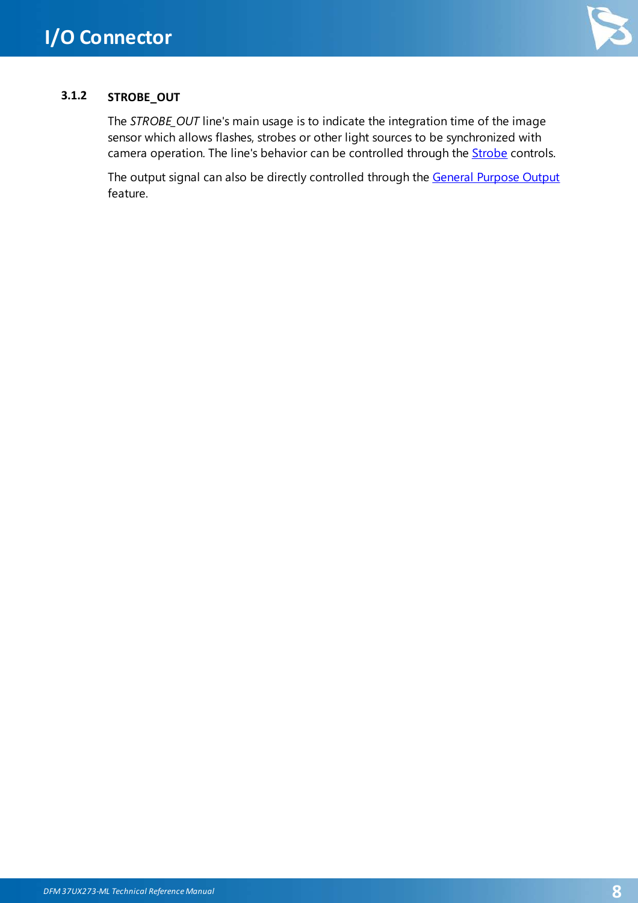### 3.1.2 STROBE_OUT

The *STROBE_OUT* line's main usage is to indicate the integration time of the image sensor which allows flashes, strobes or other light sources to be synchronized with camera operation. The line's behavior can be controlled through the Strobe controls.

The output signal can also be directly controlled through the General Purpose Output feature.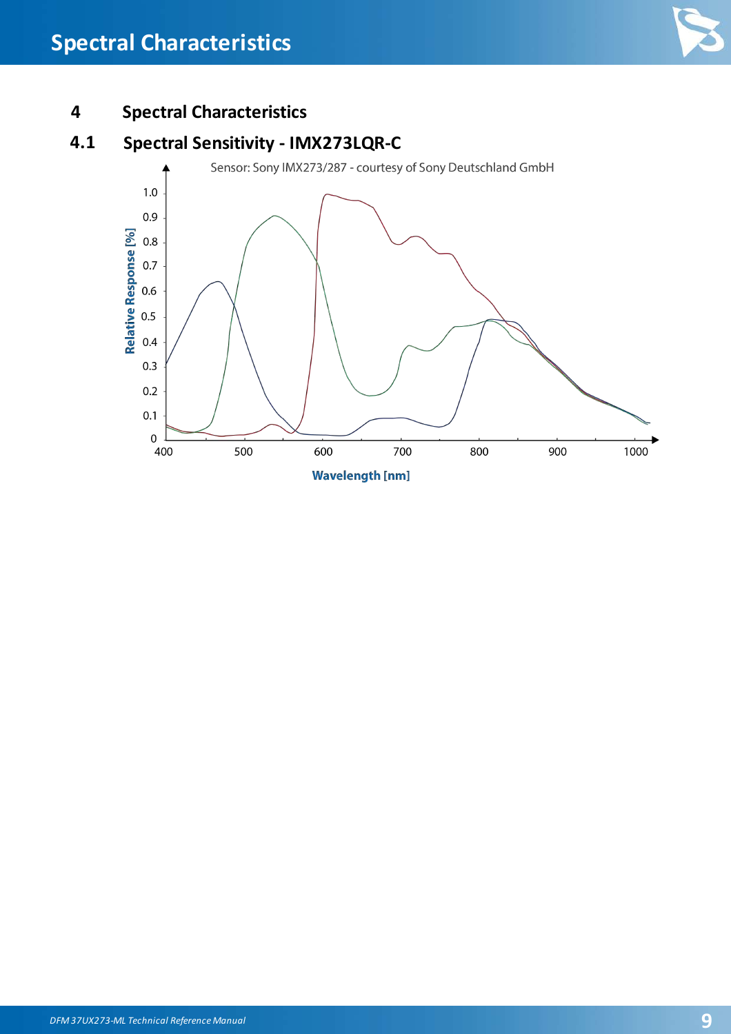# 4 Spectral Characteristics

## 4.1 Spectral Sensitivity - IMX273LQR-C

Sensor: Sony IMX273/287 - courtesy of Sony Deutschland GmbH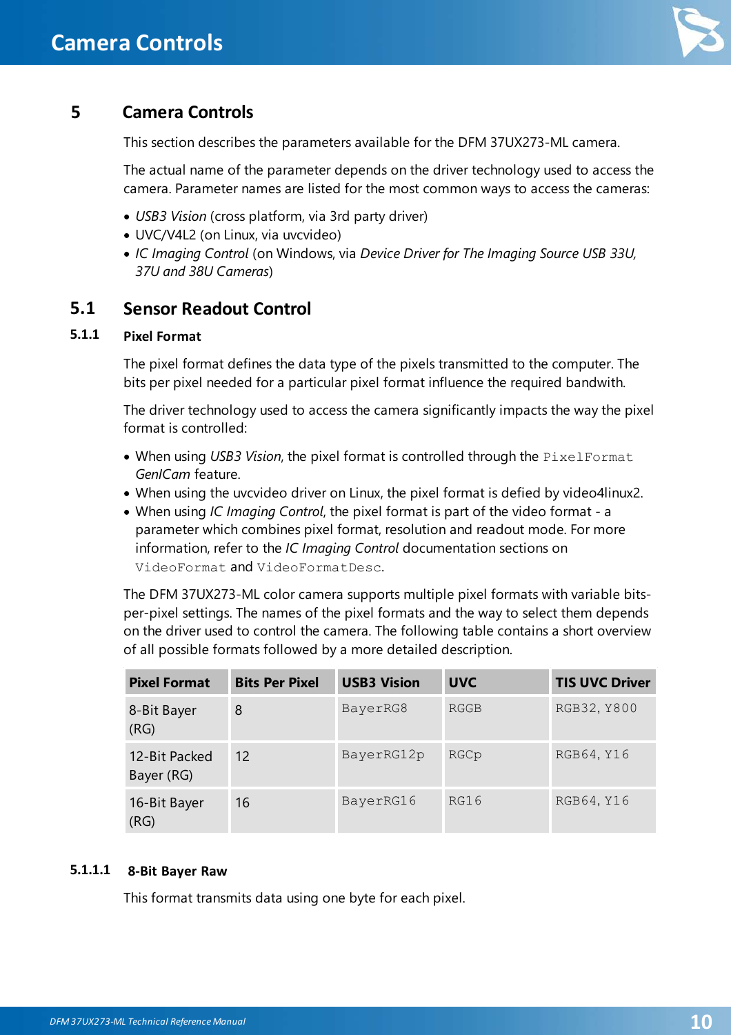# 5 Camera Controls

This section describes the parameters available for the DFM 37UX273-ML camera.

The actual name of the parameter depends on the driver technology used to access the camera. Parameter names are listed for the most common ways to access the cameras:

- *USB3 Vision* (cross platform, via 3rd party driver)
- UVC/V4L2 (on Linux, via uvcvideo)
- *IC Imaging Control* (on Windows, via *Device Driver for The Imaging Source USB 33U, 37U and 38U Cameras*)

## 5.1 Sensor Readout Control

### 5.1.1 Pixel Format

The pixel format defines the data type of the pixels transmitted to the computer. The bits per pixel needed for a particular pixel format influence the required bandwith.

The driver technology used to access the camera significantly impacts the way the pixel format is controlled:

- When using *USB3 Vision*, the pixel format is controlled through the `PixelFormat` *GenICam* feature.
- When using the uvcvideo driver on Linux, the pixel format is defied by video4linux2.
- When using *IC Imaging Control*, the pixel format is part of the video format - a parameter which combines pixel format, resolution and readout mode. For more information, refer to the *IC Imaging Control* documentation sections on `VideoFormat` and `VideoFormatDesc`.

The DFM 37UX273-ML color camera supports multiple pixel formats with variable bits-per-pixel settings. The names of the pixel formats and the way to select them depends on the driver used to control the camera. The following table contains a short overview of all possible formats followed by a more detailed description.

| Pixel Format | Bits Per Pixel | USB3 Vision | UVC | TIS UVC Driver |
|---|---|---|---|---|
| 8-Bit Bayer (RG) | 8 | `BayerRG8` | `RGGB` | `RGB32`, `Y800` |
| 12-Bit Packed Bayer (RG) | 12 | `BayerRG12p` | `RGCp` | `RGB64`, `Y16` |
| 16-Bit Bayer (RG) | 16 | `BayerRG16` | `RG16` | `RGB64`, `Y16` |

#### 5.1.1.1 8-Bit Bayer Raw

This format transmits data using one byte for each pixel.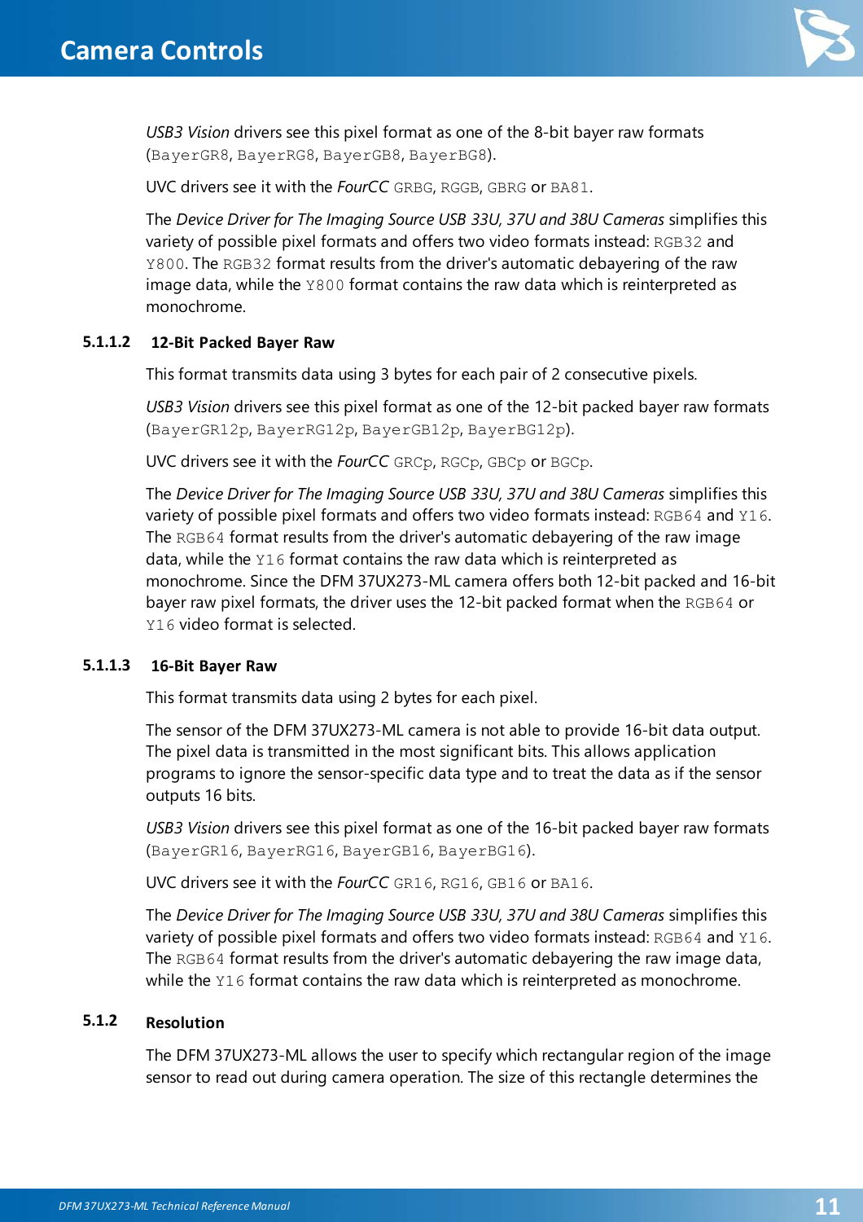*USB3 Vision* drivers see this pixel format as one of the 8-bit bayer raw formats (`BayerGR8`, `BayerRG8`, `BayerGB8`, `BayerBG8`).

UVC drivers see it with the *FourCC* `GRBG`, `RGGB`, `GBRG` or `BA81`.

The *Device Driver for The Imaging Source USB 33U, 37U and 38U Cameras* simplifies this variety of possible pixel formats and offers two video formats instead: `RGB32` and `Y800`. The `RGB32` format results from the driver's automatic debayering of the raw image data, while the `Y800` format contains the raw data which is reinterpreted as monochrome.

#### 5.1.1.2 12-Bit Packed Bayer Raw

This format transmits data using 3 bytes for each pair of 2 consecutive pixels.

*USB3 Vision* drivers see this pixel format as one of the 12-bit packed bayer raw formats (`BayerGR12p`, `BayerRG12p`, `BayerGB12p`, `BayerBG12p`).

UVC drivers see it with the *FourCC* `GRCp`, `RGCp`, `GBCp` or `BGCp`.

The *Device Driver for The Imaging Source USB 33U, 37U and 38U Cameras* simplifies this variety of possible pixel formats and offers two video formats instead: `RGB64` and `Y16`. The `RGB64` format results from the driver's automatic debayering of the raw image data, while the `Y16` format contains the raw data which is reinterpreted as monochrome. Since the DFM 37UX273-ML camera offers both 12-bit packed and 16-bit bayer raw pixel formats, the driver uses the 12-bit packed format when the `RGB64` or `Y16` video format is selected.

#### 5.1.1.3 16-Bit Bayer Raw

This format transmits data using 2 bytes for each pixel.

The sensor of the DFM 37UX273-ML camera is not able to provide 16-bit data output. The pixel data is transmitted in the most significant bits. This allows application programs to ignore the sensor-specific data type and to treat the data as if the sensor outputs 16 bits.

*USB3 Vision* drivers see this pixel format as one of the 16-bit packed bayer raw formats (`BayerGR16`, `BayerRG16`, `BayerGB16`, `BayerBG16`).

UVC drivers see it with the *FourCC* `GR16`, `RG16`, `GB16` or `BA16`.

The *Device Driver for The Imaging Source USB 33U, 37U and 38U Cameras* simplifies this variety of possible pixel formats and offers two video formats instead: `RGB64` and `Y16`. The `RGB64` format results from the driver's automatic debayering the raw image data, while the `Y16` format contains the raw data which is reinterpreted as monochrome.

### 5.1.2 Resolution

The DFM 37UX273-ML allows the user to specify which rectangular region of the image sensor to read out during camera operation. The size of this rectangle determines the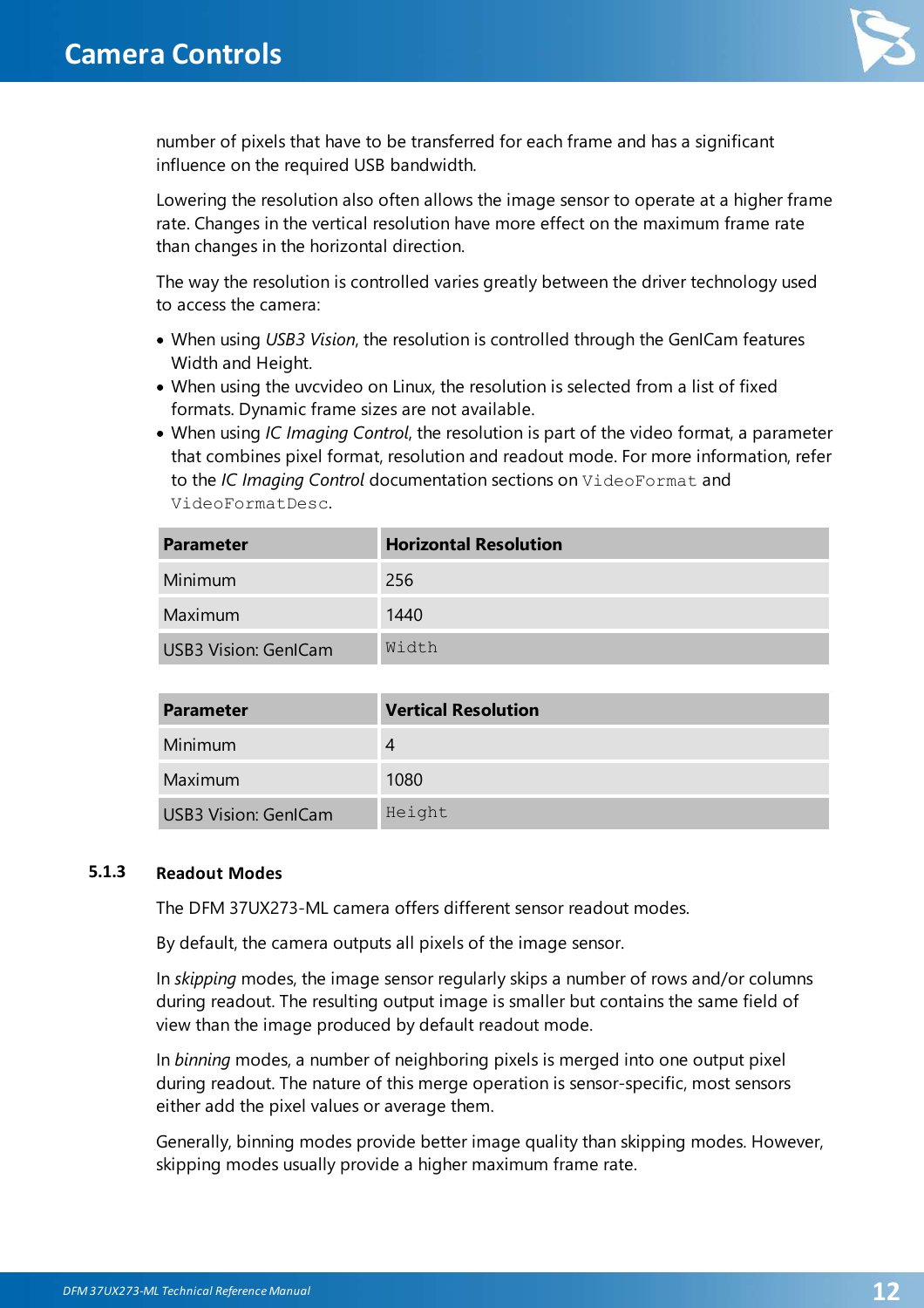number of pixels that have to be transferred for each frame and has a significant influence on the required USB bandwidth.

Lowering the resolution also often allows the image sensor to operate at a higher frame rate. Changes in the vertical resolution have more effect on the maximum frame rate than changes in the horizontal direction.

The way the resolution is controlled varies greatly between the driver technology used to access the camera:

- When using *USB3 Vision*, the resolution is controlled through the GenICam features Width and Height.
- When using the uvcvideo on Linux, the resolution is selected from a list of fixed formats. Dynamic frame sizes are not available.
- When using *IC Imaging Control*, the resolution is part of the video format, a parameter that combines pixel format, resolution and readout mode. For more information, refer to the *IC Imaging Control* documentation sections on `VideoFormat` and `VideoFormatDesc`.

| Parameter | Horizontal Resolution |
|---|---|
| Minimum | 256 |
| Maximum | 1440 |
| USB3 Vision: GenICam | `Width` |

| Parameter | Vertical Resolution |
|---|---|
| Minimum | 4 |
| Maximum | 1080 |
| USB3 Vision: GenICam | `Height` |

### 5.1.3 Readout Modes

The DFM 37UX273-ML camera offers different sensor readout modes.

By default, the camera outputs all pixels of the image sensor.

In *skipping* modes, the image sensor regularly skips a number of rows and/or columns during readout. The resulting output image is smaller but contains the same field of view than the image produced by default readout mode.

In *binning* modes, a number of neighboring pixels is merged into one output pixel during readout. The nature of this merge operation is sensor-specific, most sensors either add the pixel values or average them.

Generally, binning modes provide better image quality than skipping modes. However, skipping modes usually provide a higher maximum frame rate.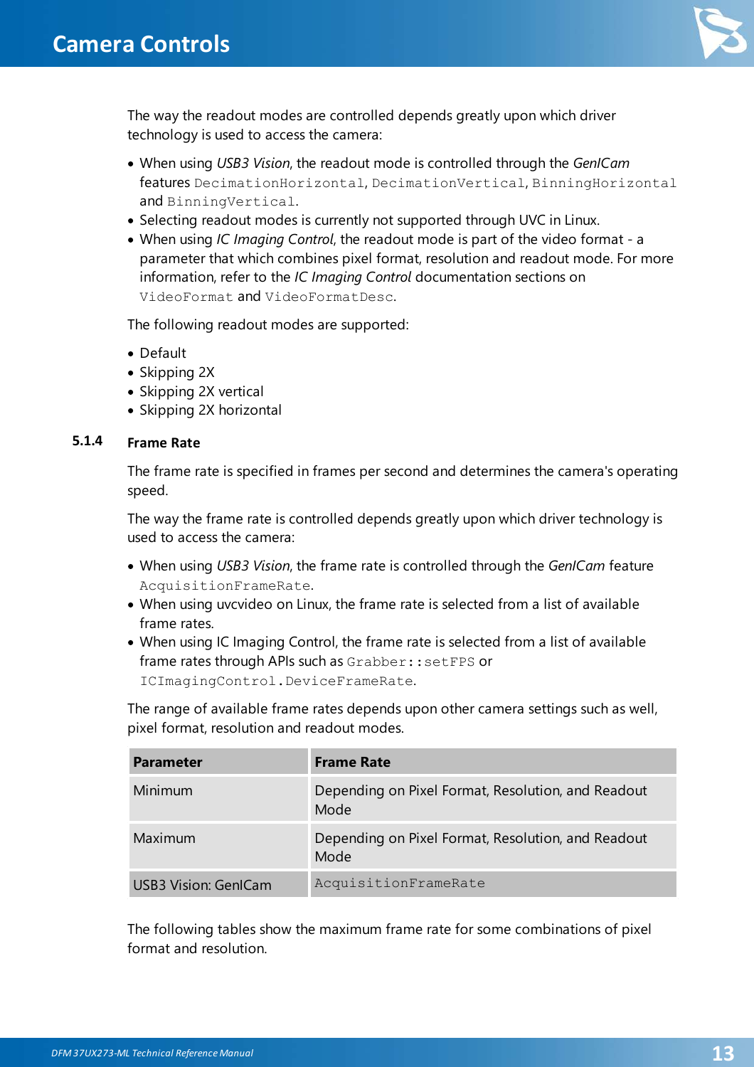The way the readout modes are controlled depends greatly upon which driver technology is used to access the camera:

- When using *USB3 Vision*, the readout mode is controlled through the *GenICam* features `DecimationHorizontal`, `DecimationVertical`, `BinningHorizontal` and `BinningVertical`.
- Selecting readout modes is currently not supported through UVC in Linux.
- When using *IC Imaging Control*, the readout mode is part of the video format - a parameter that which combines pixel format, resolution and readout mode. For more information, refer to the *IC Imaging Control* documentation sections on `VideoFormat` and `VideoFormatDesc`.

The following readout modes are supported:

- Default
- Skipping 2X
- Skipping 2X vertical
- Skipping 2X horizontal

### 5.1.4 Frame Rate

The frame rate is specified in frames per second and determines the camera's operating speed.

The way the frame rate is controlled depends greatly upon which driver technology is used to access the camera:

- When using *USB3 Vision*, the frame rate is controlled through the *GenICam* feature `AcquisitionFrameRate`.
- When using uvcvideo on Linux, the frame rate is selected from a list of available frame rates.
- When using IC Imaging Control, the frame rate is selected from a list of available frame rates through APIs such as `Grabber::setFPS` or `ICImagingControl.DeviceFrameRate`.

The range of available frame rates depends upon other camera settings such as well, pixel format, resolution and readout modes.

| Parameter | Frame Rate |
|---|---|
| Minimum | Depending on Pixel Format, Resolution, and Readout Mode |
| Maximum | Depending on Pixel Format, Resolution, and Readout Mode |
| USB3 Vision: GenICam | `AcquisitionFrameRate` |

The following tables show the maximum frame rate for some combinations of pixel format and resolution.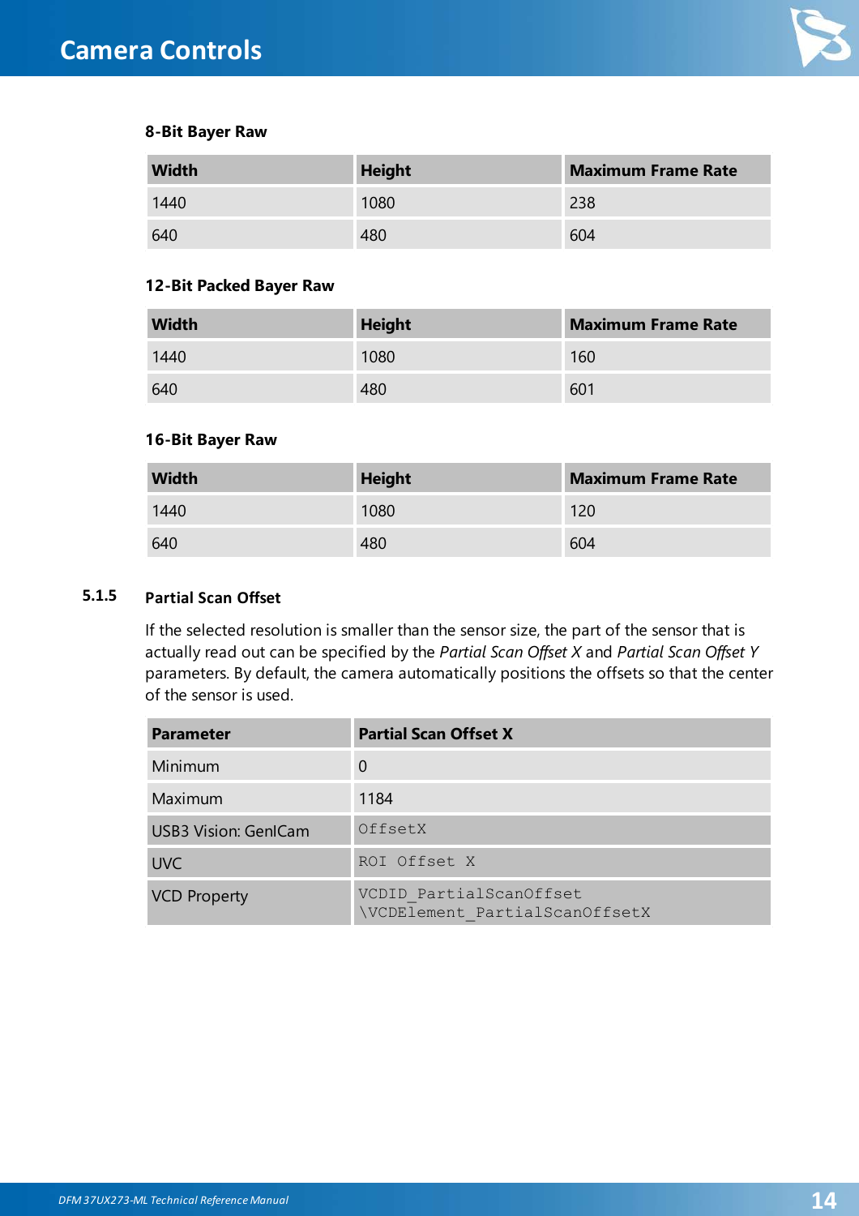**8-Bit Bayer Raw**

| Width | Height | Maximum Frame Rate |
|---|---|---|
| 1440 | 1080 | 238 |
| 640 | 480 | 604 |

**12-Bit Packed Bayer Raw**

| Width | Height | Maximum Frame Rate |
|---|---|---|
| 1440 | 1080 | 160 |
| 640 | 480 | 601 |

**16-Bit Bayer Raw**

| Width | Height | Maximum Frame Rate |
|---|---|---|
| 1440 | 1080 | 120 |
| 640 | 480 | 604 |

### 5.1.5 Partial Scan Offset

If the selected resolution is smaller than the sensor size, the part of the sensor that is actually read out can be specified by the *Partial Scan Offset X* and *Partial Scan Offset Y* parameters. By default, the camera automatically positions the offsets so that the center of the sensor is used.

| Parameter | Partial Scan Offset X |
|---|---|
| Minimum | 0 |
| Maximum | 1184 |
| USB3 Vision: GenICam | `OffsetX` |
| UVC | `ROI Offset X` |
| VCD Property | `VCDID_PartialScanOffset` `\VCDElement_PartialScanOffsetX` |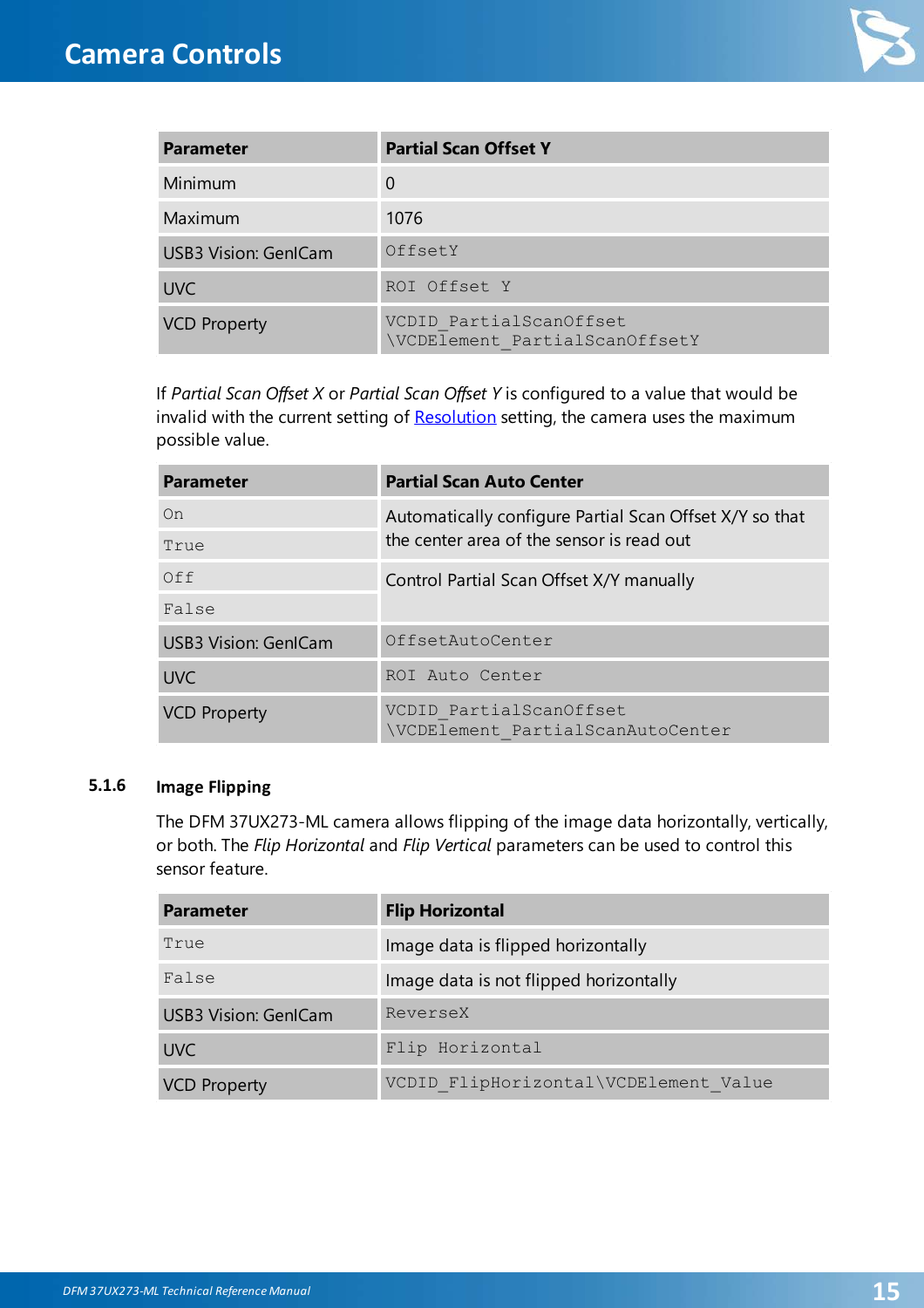| Parameter | Partial Scan Offset Y |
| --- | --- |
| Minimum | 0 |
| Maximum | 1076 |
| USB3 Vision: GenICam | `OffsetY` |
| UVC | `ROI Offset Y` |
| VCD Property | `VCDID_PartialScanOffset \VCDElement_PartialScanOffsetY` |

If *Partial Scan Offset X* or *Partial Scan Offset Y* is configured to a value that would be invalid with the current setting of Resolution setting, the camera uses the maximum possible value.

| Parameter | Partial Scan Auto Center |
| --- | --- |
| `On` / `True` | Automatically configure Partial Scan Offset X/Y so that the center area of the sensor is read out |
| `Off` / `False` | Control Partial Scan Offset X/Y manually |
| USB3 Vision: GenICam | `OffsetAutoCenter` |
| UVC | `ROI Auto Center` |
| VCD Property | `VCDID_PartialScanOffset \VCDElement_PartialScanAutoCenter` |

### 5.1.6 Image Flipping

The DFM 37UX273-ML camera allows flipping of the image data horizontally, vertically, or both. The *Flip Horizontal* and *Flip Vertical* parameters can be used to control this sensor feature.

| Parameter | Flip Horizontal |
| --- | --- |
| `True` | Image data is flipped horizontally |
| `False` | Image data is not flipped horizontally |
| USB3 Vision: GenICam | `ReverseX` |
| UVC | `Flip Horizontal` |
| VCD Property | `VCDID_FlipHorizontal\VCDElement_Value` |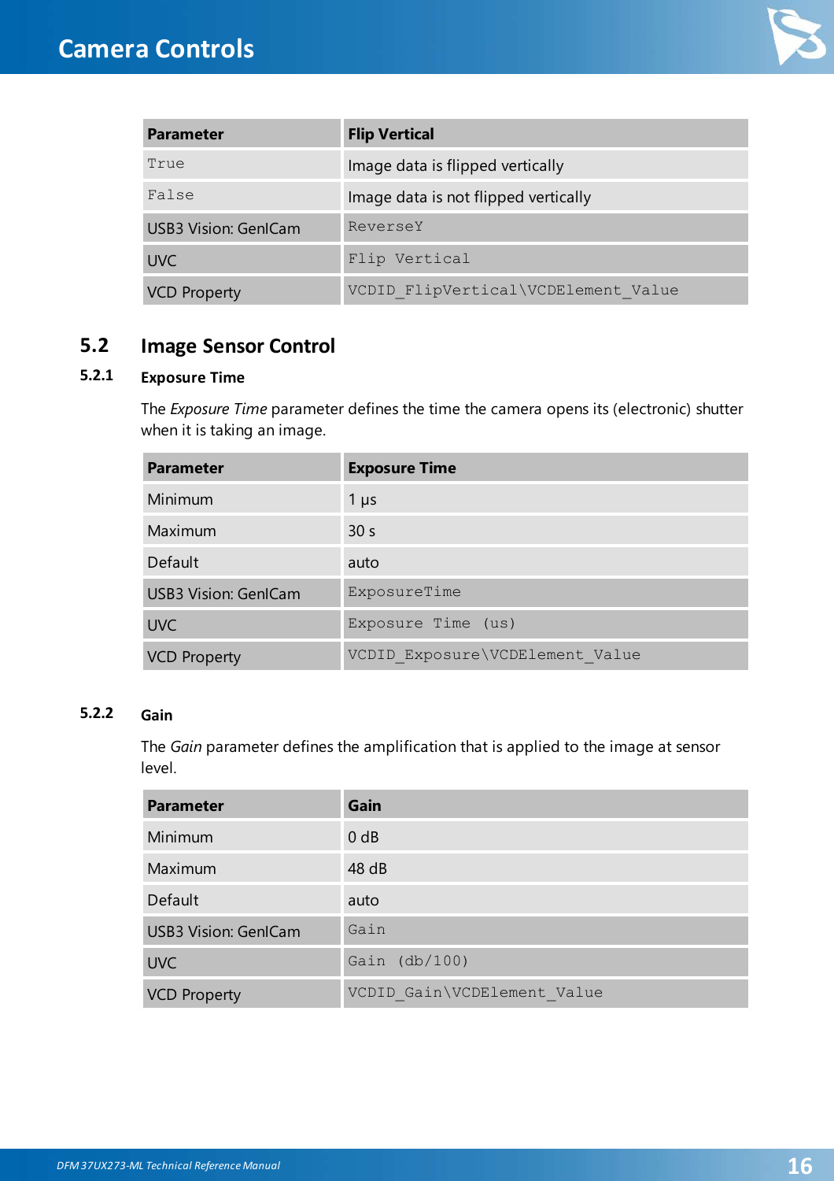| Parameter | Flip Vertical |
|---|---|
| True | Image data is flipped vertically |
| False | Image data is not flipped vertically |
| USB3 Vision: GenICam | ReverseY |
| UVC | Flip Vertical |
| VCD Property | VCDID_FlipVertical\VCDElement_Value |

## 5.2 Image Sensor Control

### 5.2.1 Exposure Time

The *Exposure Time* parameter defines the time the camera opens its (electronic) shutter when it is taking an image.

| Parameter | Exposure Time |
|---|---|
| Minimum | 1 µs |
| Maximum | 30 s |
| Default | auto |
| USB3 Vision: GenICam | ExposureTime |
| UVC | Exposure Time (us) |
| VCD Property | VCDID_Exposure\VCDElement_Value |

### 5.2.2 Gain

The *Gain* parameter defines the amplification that is applied to the image at sensor level.

| Parameter | Gain |
|---|---|
| Minimum | 0 dB |
| Maximum | 48 dB |
| Default | auto |
| USB3 Vision: GenICam | Gain |
| UVC | Gain (db/100) |
| VCD Property | VCDID_Gain\VCDElement_Value |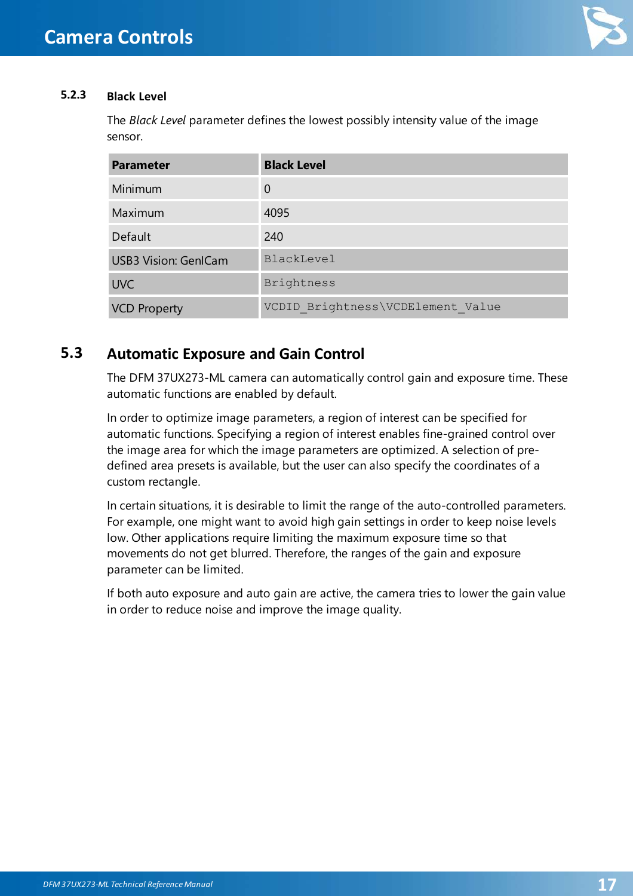### 5.2.3 Black Level

The *Black Level* parameter defines the lowest possibly intensity value of the image sensor.

| Parameter | Black Level |
|---|---|
| Minimum | 0 |
| Maximum | 4095 |
| Default | 240 |
| USB3 Vision: GenICam | `BlackLevel` |
| UVC | `Brightness` |
| VCD Property | `VCDID_Brightness\VCDElement_Value` |

## 5.3 Automatic Exposure and Gain Control

The DFM 37UX273-ML camera can automatically control gain and exposure time. These automatic functions are enabled by default.

In order to optimize image parameters, a region of interest can be specified for automatic functions. Specifying a region of interest enables fine-grained control over the image area for which the image parameters are optimized. A selection of pre-defined area presets is available, but the user can also specify the coordinates of a custom rectangle.

In certain situations, it is desirable to limit the range of the auto-controlled parameters. For example, one might want to avoid high gain settings in order to keep noise levels low. Other applications require limiting the maximum exposure time so that movements do not get blurred. Therefore, the ranges of the gain and exposure parameter can be limited.

If both auto exposure and auto gain are active, the camera tries to lower the gain value in order to reduce noise and improve the image quality.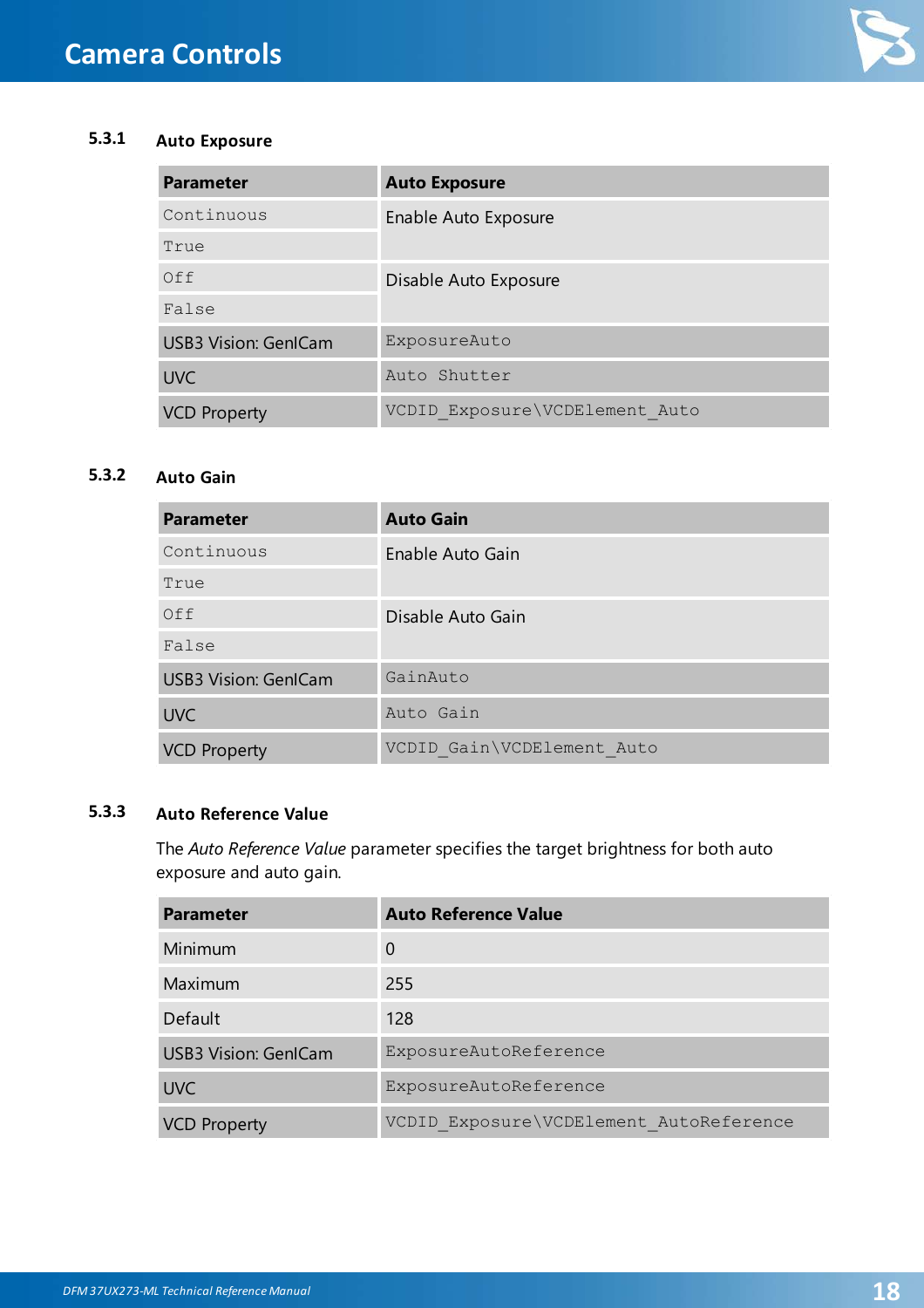### 5.3.1 Auto Exposure

| Parameter | Auto Exposure |
|---|---|
| `Continuous` | Enable Auto Exposure |
| `True` | |
| `Off` | Disable Auto Exposure |
| `False` | |
| USB3 Vision: GenICam | `ExposureAuto` |
| UVC | `Auto Shutter` |
| VCD Property | `VCDID_Exposure\VCDElement_Auto` |

### 5.3.2 Auto Gain

| Parameter | Auto Gain |
|---|---|
| `Continuous` | Enable Auto Gain |
| `True` | |
| `Off` | Disable Auto Gain |
| `False` | |
| USB3 Vision: GenICam | `GainAuto` |
| UVC | `Auto Gain` |
| VCD Property | `VCDID_Gain\VCDElement_Auto` |

### 5.3.3 Auto Reference Value

The *Auto Reference Value* parameter specifies the target brightness for both auto exposure and auto gain.

| Parameter | Auto Reference Value |
|---|---|
| Minimum | 0 |
| Maximum | 255 |
| Default | 128 |
| USB3 Vision: GenICam | `ExposureAutoReference` |
| UVC | `ExposureAutoReference` |
| VCD Property | `VCDID_Exposure\VCDElement_AutoReference` |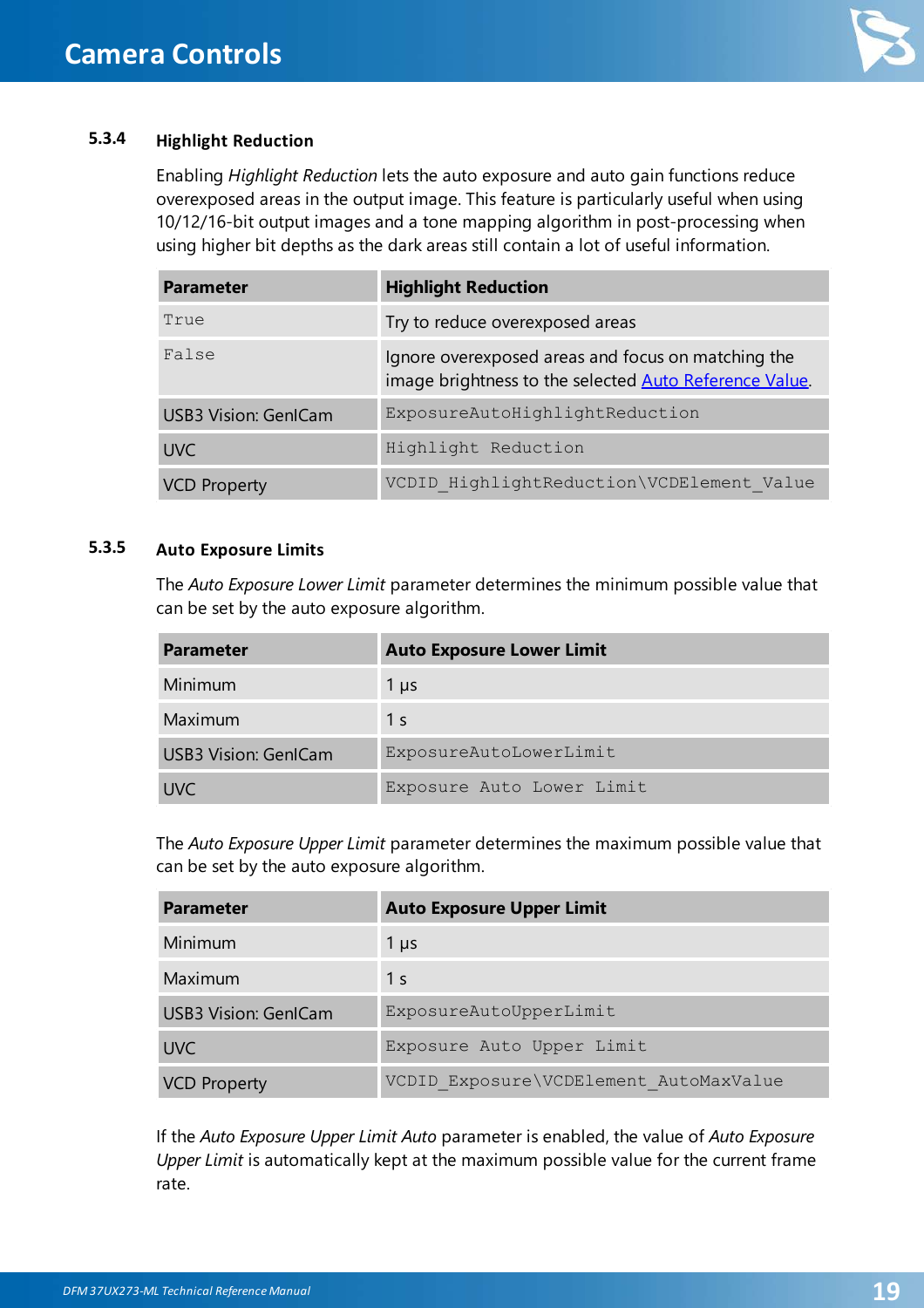### 5.3.4 Highlight Reduction

Enabling *Highlight Reduction* lets the auto exposure and auto gain functions reduce overexposed areas in the output image. This feature is particularly useful when using 10/12/16-bit output images and a tone mapping algorithm in post-processing when using higher bit depths as the dark areas still contain a lot of useful information.

| Parameter | Highlight Reduction |
| --- | --- |
| `True` | Try to reduce overexposed areas |
| `False` | Ignore overexposed areas and focus on matching the image brightness to the selected Auto Reference Value. |
| USB3 Vision: GenICam | `ExposureAutoHighlightReduction` |
| UVC | `Highlight Reduction` |
| VCD Property | `VCDID_HighlightReduction\VCDElement_Value` |

### 5.3.5 Auto Exposure Limits

The *Auto Exposure Lower Limit* parameter determines the minimum possible value that can be set by the auto exposure algorithm.

| Parameter | Auto Exposure Lower Limit |
| --- | --- |
| Minimum | 1 µs |
| Maximum | 1 s |
| USB3 Vision: GenICam | `ExposureAutoLowerLimit` |
| UVC | `Exposure Auto Lower Limit` |

The *Auto Exposure Upper Limit* parameter determines the maximum possible value that can be set by the auto exposure algorithm.

| Parameter | Auto Exposure Upper Limit |
| --- | --- |
| Minimum | 1 µs |
| Maximum | 1 s |
| USB3 Vision: GenICam | `ExposureAutoUpperLimit` |
| UVC | `Exposure Auto Upper Limit` |
| VCD Property | `VCDID_Exposure\VCDElement_AutoMaxValue` |

If the *Auto Exposure Upper Limit Auto* parameter is enabled, the value of *Auto Exposure Upper Limit* is automatically kept at the maximum possible value for the current frame rate.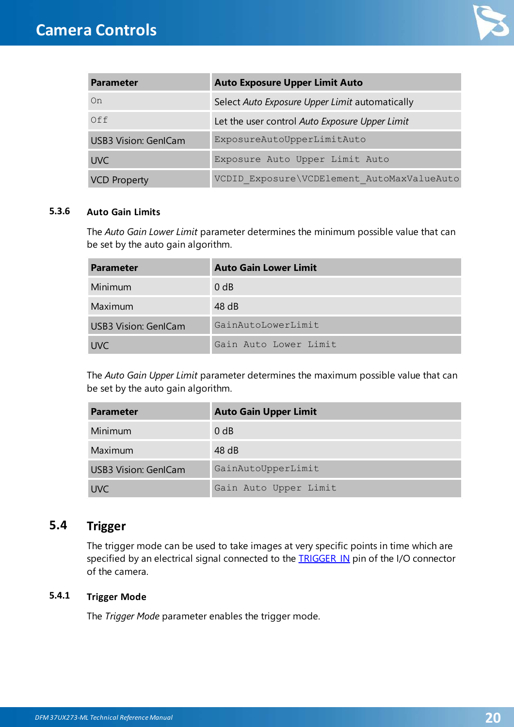| Parameter | Auto Exposure Upper Limit Auto |
| --- | --- |
| `On` | Select *Auto Exposure Upper Limit* automatically |
| `Off` | Let the user control *Auto Exposure Upper Limit* |
| USB3 Vision: GenICam | `ExposureAutoUpperLimitAuto` |
| UVC | `Exposure Auto Upper Limit Auto` |
| VCD Property | `VCDID_Exposure\VCDElement_AutoMaxValueAuto` |

### 5.3.6 Auto Gain Limits

The *Auto Gain Lower Limit* parameter determines the minimum possible value that can be set by the auto gain algorithm.

| Parameter | Auto Gain Lower Limit |
| --- | --- |
| Minimum | 0 dB |
| Maximum | 48 dB |
| USB3 Vision: GenICam | `GainAutoLowerLimit` |
| UVC | `Gain Auto Lower Limit` |

The *Auto Gain Upper Limit* parameter determines the maximum possible value that can be set by the auto gain algorithm.

| Parameter | Auto Gain Upper Limit |
| --- | --- |
| Minimum | 0 dB |
| Maximum | 48 dB |
| USB3 Vision: GenICam | `GainAutoUpperLimit` |
| UVC | `Gain Auto Upper Limit` |

## 5.4 Trigger

The trigger mode can be used to take images at very specific points in time which are specified by an electrical signal connected to the TRIGGER_IN pin of the I/O connector of the camera.

### 5.4.1 Trigger Mode

The *Trigger Mode* parameter enables the trigger mode.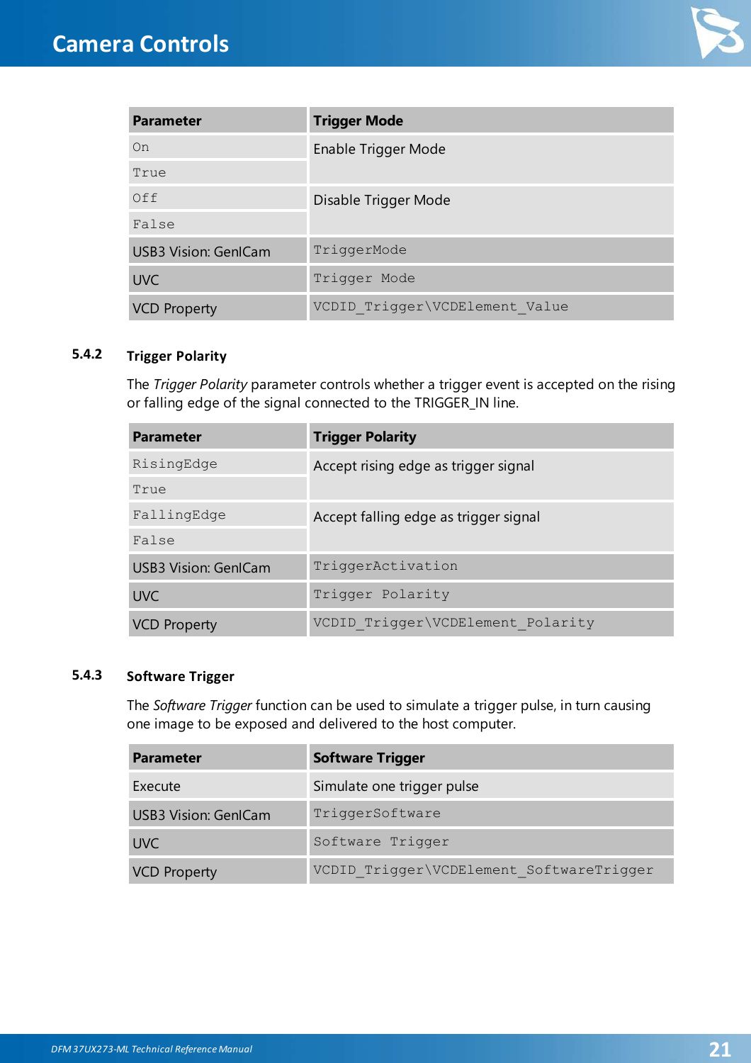| Parameter | Trigger Mode |
|---|---|
| On | Enable Trigger Mode |
| True | |
| Off | Disable Trigger Mode |
| False | |
| USB3 Vision: GenICam | TriggerMode |
| UVC | Trigger Mode |
| VCD Property | VCDID_Trigger\VCDElement_Value |

### 5.4.2 Trigger Polarity

The *Trigger Polarity* parameter controls whether a trigger event is accepted on the rising or falling edge of the signal connected to the TRIGGER_IN line.

| Parameter | Trigger Polarity |
|---|---|
| RisingEdge | Accept rising edge as trigger signal |
| True | |
| FallingEdge | Accept falling edge as trigger signal |
| False | |
| USB3 Vision: GenICam | TriggerActivation |
| UVC | Trigger Polarity |
| VCD Property | VCDID_Trigger\VCDElement_Polarity |

### 5.4.3 Software Trigger

The *Software Trigger* function can be used to simulate a trigger pulse, in turn causing one image to be exposed and delivered to the host computer.

| Parameter | Software Trigger |
|---|---|
| Execute | Simulate one trigger pulse |
| USB3 Vision: GenICam | TriggerSoftware |
| UVC | Software Trigger |
| VCD Property | VCDID_Trigger\VCDElement_SoftwareTrigger |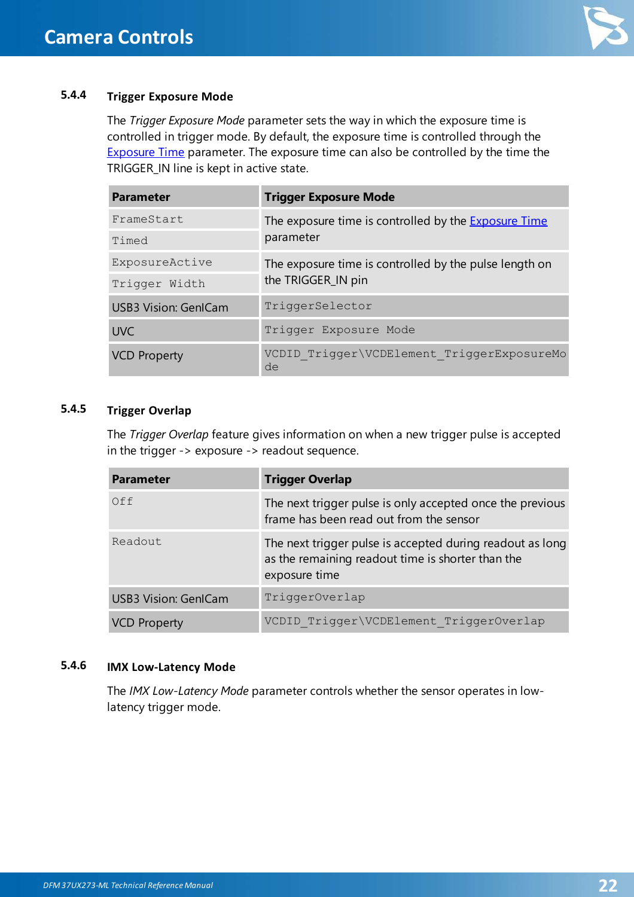### 5.4.4 Trigger Exposure Mode

The *Trigger Exposure Mode* parameter sets the way in which the exposure time is controlled in trigger mode. By default, the exposure time is controlled through the Exposure Time parameter. The exposure time can also be controlled by the time the TRIGGER_IN line is kept in active state.

| Parameter | Trigger Exposure Mode |
|---|---|
| FrameStart | The exposure time is controlled by the Exposure Time parameter |
| Timed | |
| ExposureActive | The exposure time is controlled by the pulse length on the TRIGGER_IN pin |
| Trigger Width | |
| USB3 Vision: GenICam | TriggerSelector |
| UVC | Trigger Exposure Mode |
| VCD Property | VCDID_Trigger\VCDElement_TriggerExposureMode |

### 5.4.5 Trigger Overlap

The *Trigger Overlap* feature gives information on when a new trigger pulse is accepted in the trigger -> exposure -> readout sequence.

| Parameter | Trigger Overlap |
|---|---|
| Off | The next trigger pulse is only accepted once the previous frame has been read out from the sensor |
| Readout | The next trigger pulse is accepted during readout as long as the remaining readout time is shorter than the exposure time |
| USB3 Vision: GenICam | TriggerOverlap |
| VCD Property | VCDID_Trigger\VCDElement_TriggerOverlap |

### 5.4.6 IMX Low-Latency Mode

The *IMX Low-Latency Mode* parameter controls whether the sensor operates in low-latency trigger mode.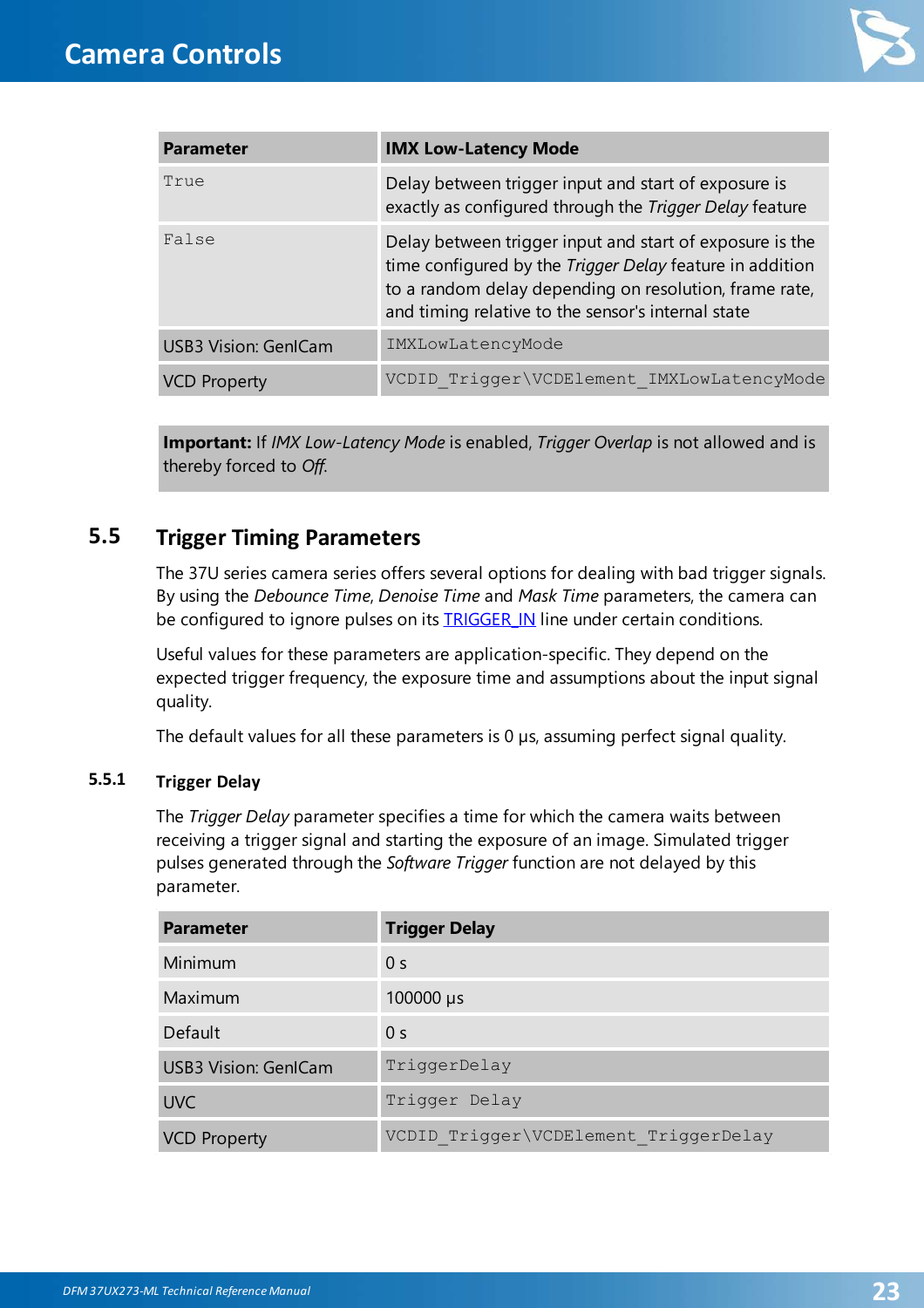| Parameter | IMX Low-Latency Mode |
|---|---|
| `True` | Delay between trigger input and start of exposure is exactly as configured through the *Trigger Delay* feature |
| `False` | Delay between trigger input and start of exposure is the time configured by the *Trigger Delay* feature in addition to a random delay depending on resolution, frame rate, and timing relative to the sensor's internal state |
| USB3 Vision: GenICam | `IMXLowLatencyMode` |
| VCD Property | `VCDID_Trigger\VCDElement_IMXLowLatencyMode` |

**Important:** If *IMX Low-Latency Mode* is enabled, *Trigger Overlap* is not allowed and is thereby forced to *Off*.

## 5.5 Trigger Timing Parameters

The 37U series camera series offers several options for dealing with bad trigger signals. By using the *Debounce Time*, *Denoise Time* and *Mask Time* parameters, the camera can be configured to ignore pulses on its TRIGGER_IN line under certain conditions.

Useful values for these parameters are application-specific. They depend on the expected trigger frequency, the exposure time and assumptions about the input signal quality.

The default values for all these parameters is 0 µs, assuming perfect signal quality.

### 5.5.1 Trigger Delay

The *Trigger Delay* parameter specifies a time for which the camera waits between receiving a trigger signal and starting the exposure of an image. Simulated trigger pulses generated through the *Software Trigger* function are not delayed by this parameter.

| Parameter | Trigger Delay |
|---|---|
| Minimum | 0 s |
| Maximum | 100000 µs |
| Default | 0 s |
| USB3 Vision: GenICam | `TriggerDelay` |
| UVC | `Trigger Delay` |
| VCD Property | `VCDID_Trigger\VCDElement_TriggerDelay` |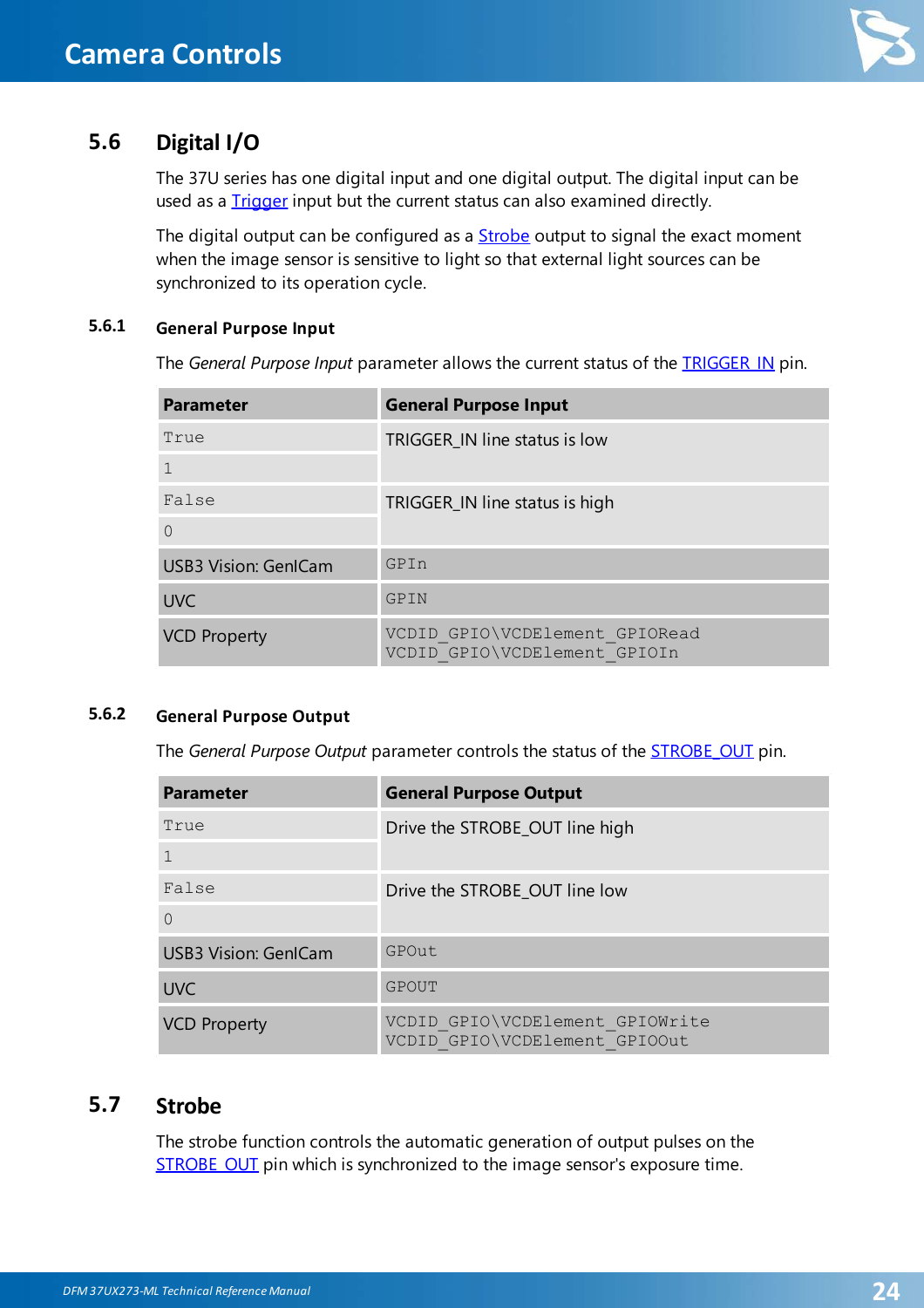## 5.6 Digital I/O

The 37U series has one digital input and one digital output. The digital input can be used as a Trigger input but the current status can also examined directly.

The digital output can be configured as a Strobe output to signal the exact moment when the image sensor is sensitive to light so that external light sources can be synchronized to its operation cycle.

### 5.6.1 General Purpose Input

The *General Purpose Input* parameter allows the current status of the TRIGGER_IN pin.

| Parameter | General Purpose Input |
|---|---|
| `True` | TRIGGER_IN line status is low |
| `1` | |
| `False` | TRIGGER_IN line status is high |
| `0` | |
| USB3 Vision: GenICam | `GPIn` |
| UVC | `GPIN` |
| VCD Property | `VCDID_GPIO\VCDElement_GPIORead` `VCDID_GPIO\VCDElement_GPIOIn` |

### 5.6.2 General Purpose Output

The *General Purpose Output* parameter controls the status of the STROBE_OUT pin.

| Parameter | General Purpose Output |
|---|---|
| `True` | Drive the STROBE_OUT line high |
| `1` | |
| `False` | Drive the STROBE_OUT line low |
| `0` | |
| USB3 Vision: GenICam | `GPOut` |
| UVC | `GPOUT` |
| VCD Property | `VCDID_GPIO\VCDElement_GPIOWrite` `VCDID_GPIO\VCDElement_GPIOOut` |

## 5.7 Strobe

The strobe function controls the automatic generation of output pulses on the STROBE_OUT pin which is synchronized to the image sensor's exposure time.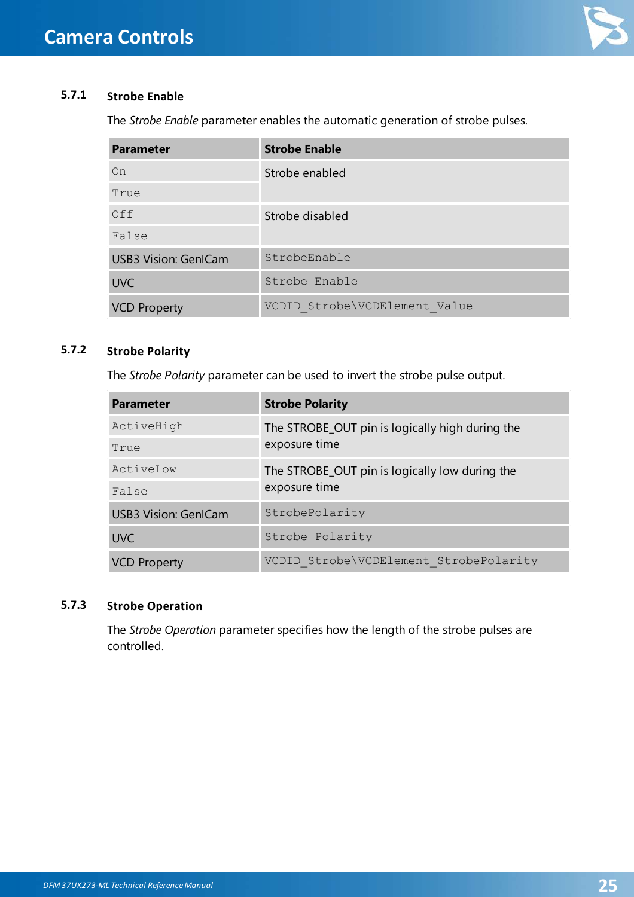### 5.7.1 Strobe Enable

The *Strobe Enable* parameter enables the automatic generation of strobe pulses.

| Parameter | Strobe Enable |
|---|---|
| `On` | Strobe enabled |
| `True` | |
| `Off` | Strobe disabled |
| `False` | |
| USB3 Vision: GenICam | `StrobeEnable` |
| UVC | `Strobe Enable` |
| VCD Property | `VCDID_Strobe\VCDElement_Value` |

### 5.7.2 Strobe Polarity

The *Strobe Polarity* parameter can be used to invert the strobe pulse output.

| Parameter | Strobe Polarity |
|---|---|
| `ActiveHigh` | The STROBE_OUT pin is logically high during the exposure time |
| `True` | |
| `ActiveLow` | The STROBE_OUT pin is logically low during the exposure time |
| `False` | |
| USB3 Vision: GenICam | `StrobePolarity` |
| UVC | `Strobe Polarity` |
| VCD Property | `VCDID_Strobe\VCDElement_StrobePolarity` |

### 5.7.3 Strobe Operation

The *Strobe Operation* parameter specifies how the length of the strobe pulses are controlled.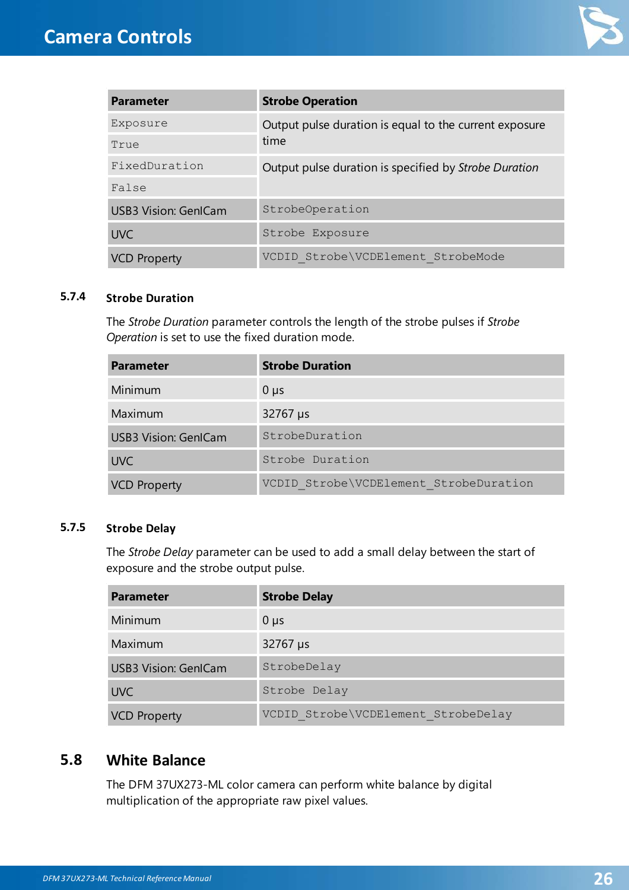| Parameter | Strobe Operation |
| --- | --- |
| `Exposure`<br>`True` | Output pulse duration is equal to the current exposure time |
| `FixedDuration`<br>`False` | Output pulse duration is specified by *Strobe Duration* |
| USB3 Vision: GenICam | `StrobeOperation` |
| UVC | `Strobe Exposure` |
| VCD Property | `VCDID_Strobe\VCDElement_StrobeMode` |

### 5.7.4 Strobe Duration

The *Strobe Duration* parameter controls the length of the strobe pulses if *Strobe Operation* is set to use the fixed duration mode.

| Parameter | Strobe Duration |
| --- | --- |
| Minimum | 0 µs |
| Maximum | 32767 µs |
| USB3 Vision: GenICam | `StrobeDuration` |
| UVC | `Strobe Duration` |
| VCD Property | `VCDID_Strobe\VCDElement_StrobeDuration` |

### 5.7.5 Strobe Delay

The *Strobe Delay* parameter can be used to add a small delay between the start of exposure and the strobe output pulse.

| Parameter | Strobe Delay |
| --- | --- |
| Minimum | 0 µs |
| Maximum | 32767 µs |
| USB3 Vision: GenICam | `StrobeDelay` |
| UVC | `Strobe Delay` |
| VCD Property | `VCDID_Strobe\VCDElement_StrobeDelay` |

## 5.8 White Balance

The DFM 37UX273-ML color camera can perform white balance by digital multiplication of the appropriate raw pixel values.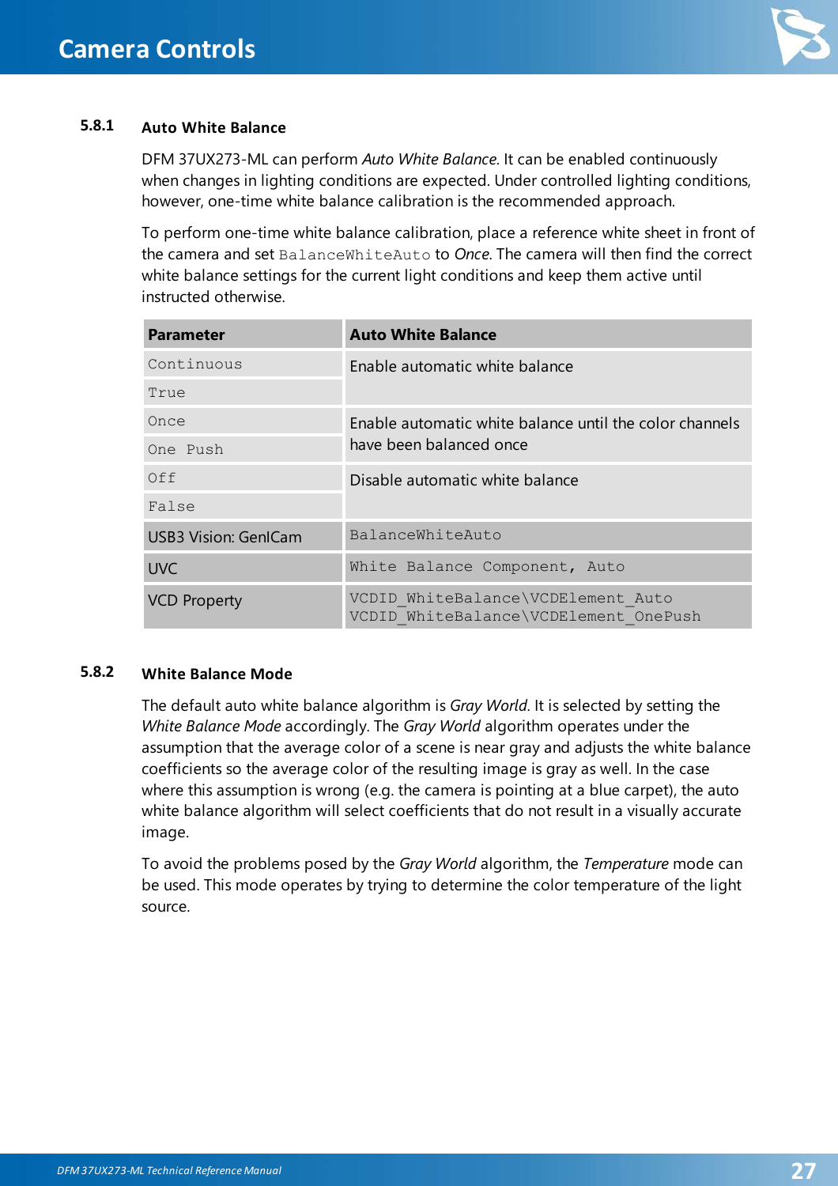### 5.8.1 Auto White Balance

DFM 37UX273-ML can perform *Auto White Balance*. It can be enabled continuously when changes in lighting conditions are expected. Under controlled lighting conditions, however, one-time white balance calibration is the recommended approach.

To perform one-time white balance calibration, place a reference white sheet in front of the camera and set `BalanceWhiteAuto` to *Once*. The camera will then find the correct white balance settings for the current light conditions and keep them active until instructed otherwise.

| **Parameter** | **Auto White Balance** |
|---|---|
| `Continuous` | Enable automatic white balance |
| `True` | |
| `Once` | Enable automatic white balance until the color channels have been balanced once |
| `One Push` | |
| `Off` | Disable automatic white balance |
| `False` | |
| USB3 Vision: GenICam | `BalanceWhiteAuto` |
| UVC | `White Balance Component, Auto` |
| VCD Property | `VCDID_WhiteBalance\VCDElement_Auto` `VCDID_WhiteBalance\VCDElement_OnePush` |

### 5.8.2 White Balance Mode

The default auto white balance algorithm is *Gray World*. It is selected by setting the *White Balance Mode* accordingly. The *Gray World* algorithm operates under the assumption that the average color of a scene is near gray and adjusts the white balance coefficients so the average color of the resulting image is gray as well. In the case where this assumption is wrong (e.g. the camera is pointing at a blue carpet), the auto white balance algorithm will select coefficients that do not result in a visually accurate image.

To avoid the problems posed by the *Gray World* algorithm, the *Temperature* mode can be used. This mode operates by trying to determine the color temperature of the light source.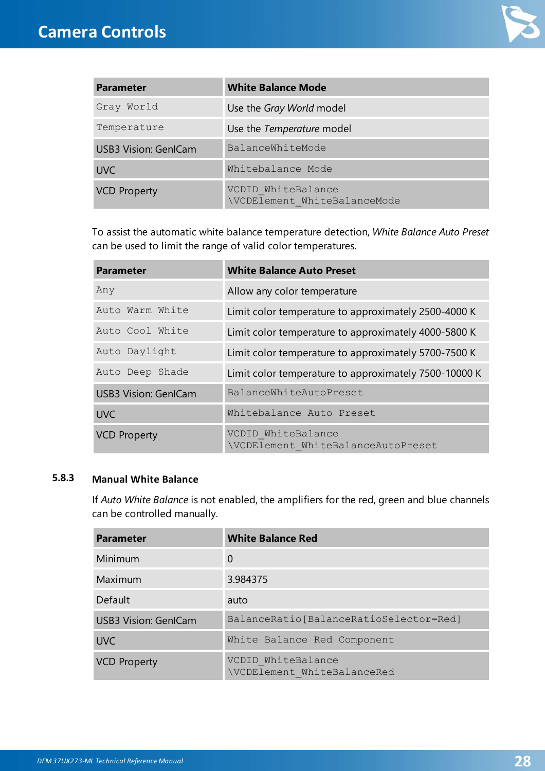| Parameter | White Balance Mode |
|---|---|
| `Gray World` | Use the *Gray World* model |
| `Temperature` | Use the *Temperature* model |
| USB3 Vision: GenICam | `BalanceWhiteMode` |
| UVC | `Whitebalance Mode` |
| VCD Property | `VCDID_WhiteBalance \VCDElement_WhiteBalanceMode` |

To assist the automatic white balance temperature detection, *White Balance Auto Preset* can be used to limit the range of valid color temperatures.

| Parameter | White Balance Auto Preset |
|---|---|
| `Any` | Allow any color temperature |
| `Auto Warm White` | Limit color temperature to approximately 2500-4000 K |
| `Auto Cool White` | Limit color temperature to approximately 4000-5800 K |
| `Auto Daylight` | Limit color temperature to approximately 5700-7500 K |
| `Auto Deep Shade` | Limit color temperature to approximately 7500-10000 K |
| USB3 Vision: GenICam | `BalanceWhiteAutoPreset` |
| UVC | `Whitebalance Auto Preset` |
| VCD Property | `VCDID_WhiteBalance \VCDElement_WhiteBalanceAutoPreset` |

### 5.8.3 Manual White Balance

If *Auto White Balance* is not enabled, the amplifiers for the red, green and blue channels can be controlled manually.

| Parameter | White Balance Red |
|---|---|
| Minimum | 0 |
| Maximum | 3.984375 |
| Default | auto |
| USB3 Vision: GenICam | `BalanceRatio[BalanceRatioSelector=Red]` |
| UVC | `White Balance Red Component` |
| VCD Property | `VCDID_WhiteBalance \VCDElement_WhiteBalanceRed` |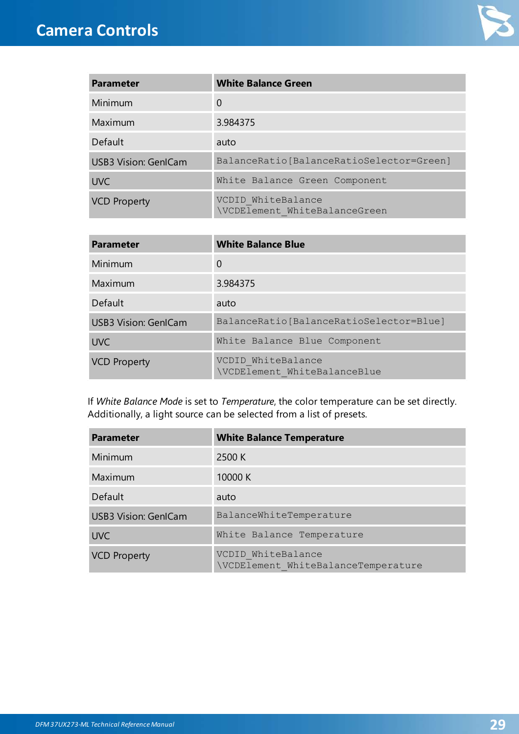| Parameter | White Balance Green |
| --- | --- |
| Minimum | 0 |
| Maximum | 3.984375 |
| Default | auto |
| USB3 Vision: GenICam | `BalanceRatio[BalanceRatioSelector=Green]` |
| UVC | `White Balance Green Component` |
| VCD Property | `VCDID_WhiteBalance \VCDElement_WhiteBalanceGreen` |

| Parameter | White Balance Blue |
| --- | --- |
| Minimum | 0 |
| Maximum | 3.984375 |
| Default | auto |
| USB3 Vision: GenICam | `BalanceRatio[BalanceRatioSelector=Blue]` |
| UVC | `White Balance Blue Component` |
| VCD Property | `VCDID_WhiteBalance \VCDElement_WhiteBalanceBlue` |

If *White Balance Mode* is set to *Temperature*, the color temperature can be set directly. Additionally, a light source can be selected from a list of presets.

| Parameter | White Balance Temperature |
| --- | --- |
| Minimum | 2500 K |
| Maximum | 10000 K |
| Default | auto |
| USB3 Vision: GenICam | `BalanceWhiteTemperature` |
| UVC | `White Balance Temperature` |
| VCD Property | `VCDID_WhiteBalance \VCDElement_WhiteBalanceTemperature` |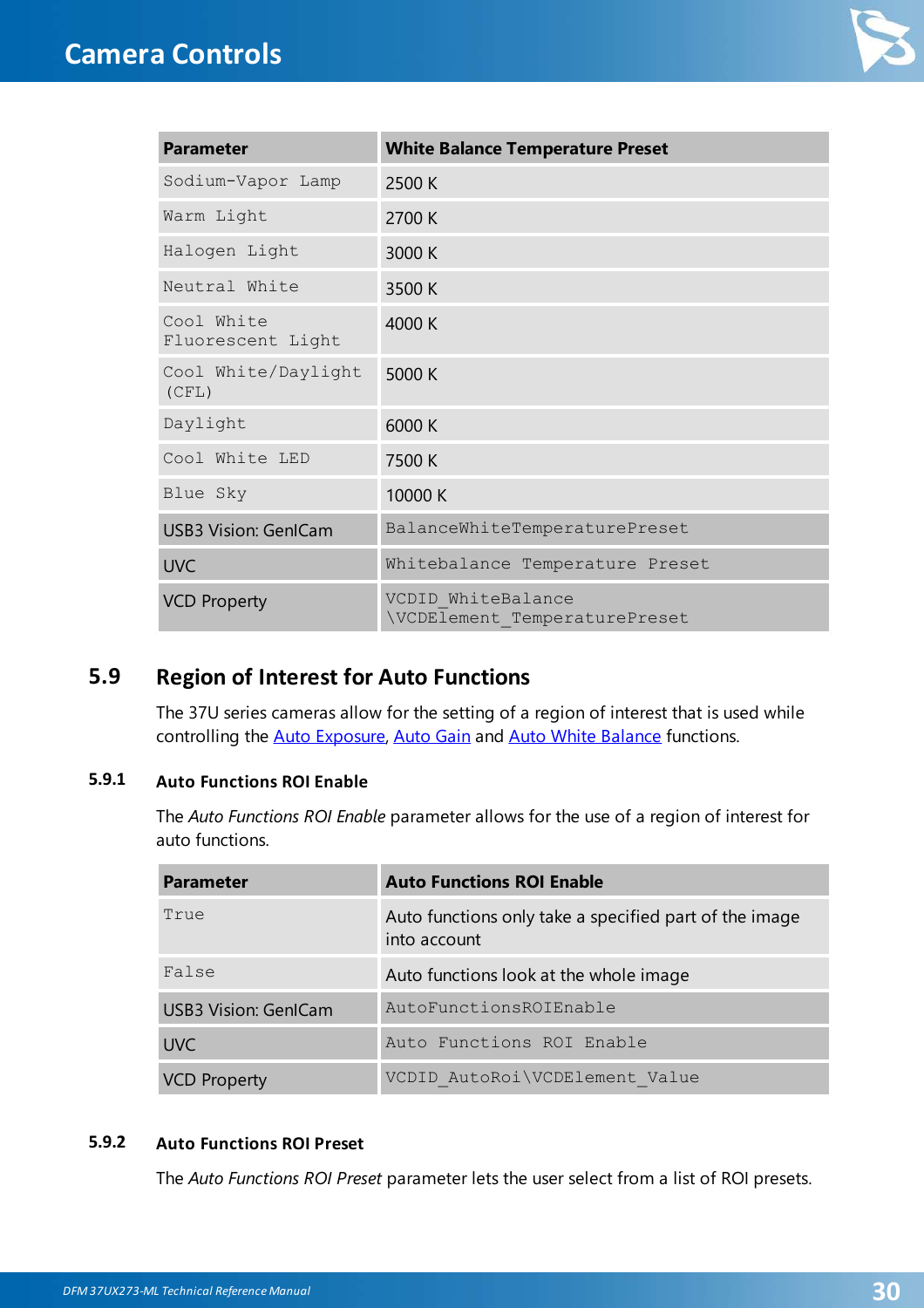| Parameter | White Balance Temperature Preset |
| --- | --- |
| Sodium-Vapor Lamp | 2500 K |
| Warm Light | 2700 K |
| Halogen Light | 3000 K |
| Neutral White | 3500 K |
| Cool White Fluorescent Light | 4000 K |
| Cool White/Daylight (CFL) | 5000 K |
| Daylight | 6000 K |
| Cool White LED | 7500 K |
| Blue Sky | 10000 K |
| USB3 Vision: GenICam | BalanceWhiteTemperaturePreset |
| UVC | Whitebalance Temperature Preset |
| VCD Property | VCDID_WhiteBalance \VCDElement_TemperaturePreset |

## 5.9 Region of Interest for Auto Functions

The 37U series cameras allow for the setting of a region of interest that is used while controlling the Auto Exposure, Auto Gain and Auto White Balance functions.

### 5.9.1 Auto Functions ROI Enable

The *Auto Functions ROI Enable* parameter allows for the use of a region of interest for auto functions.

| Parameter | Auto Functions ROI Enable |
| --- | --- |
| True | Auto functions only take a specified part of the image into account |
| False | Auto functions look at the whole image |
| USB3 Vision: GenICam | AutoFunctionsROIEnable |
| UVC | Auto Functions ROI Enable |
| VCD Property | VCDID_AutoRoi\VCDElement_Value |

### 5.9.2 Auto Functions ROI Preset

The *Auto Functions ROI Preset* parameter lets the user select from a list of ROI presets.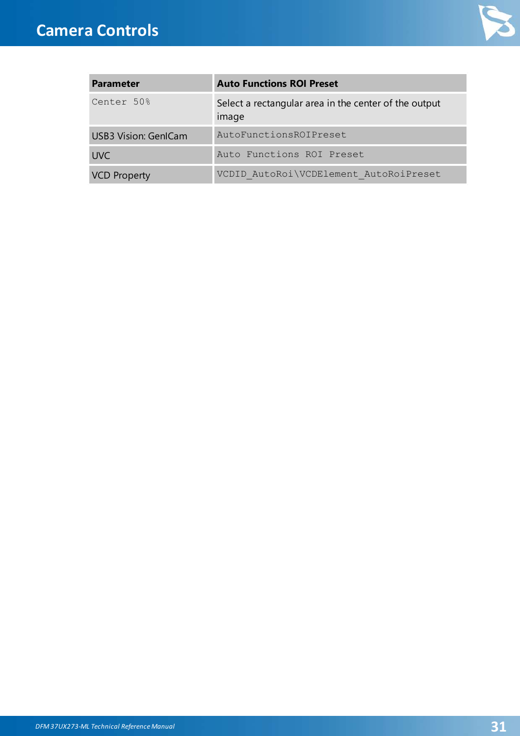| Parameter | Auto Functions ROI Preset |
| --- | --- |
| Center 50% | Select a rectangular area in the center of the output image |
| USB3 Vision: GenICam | AutoFunctionsROIPreset |
| UVC | Auto Functions ROI Preset |
| VCD Property | VCDID_AutoRoi\VCDElement_AutoRoiPreset |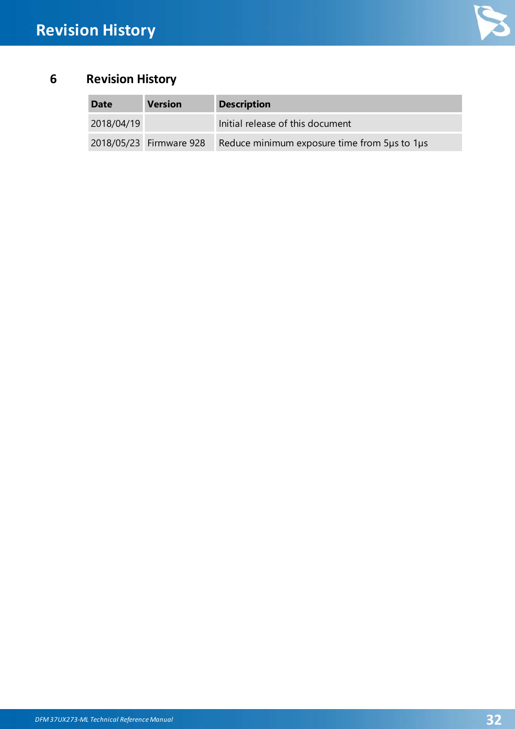# 6 Revision History

| Date | Version | Description |
|---|---|---|
| 2018/04/19 | | Initial release of this document |
| 2018/05/23 | Firmware 928 | Reduce minimum exposure time from 5µs to 1µs |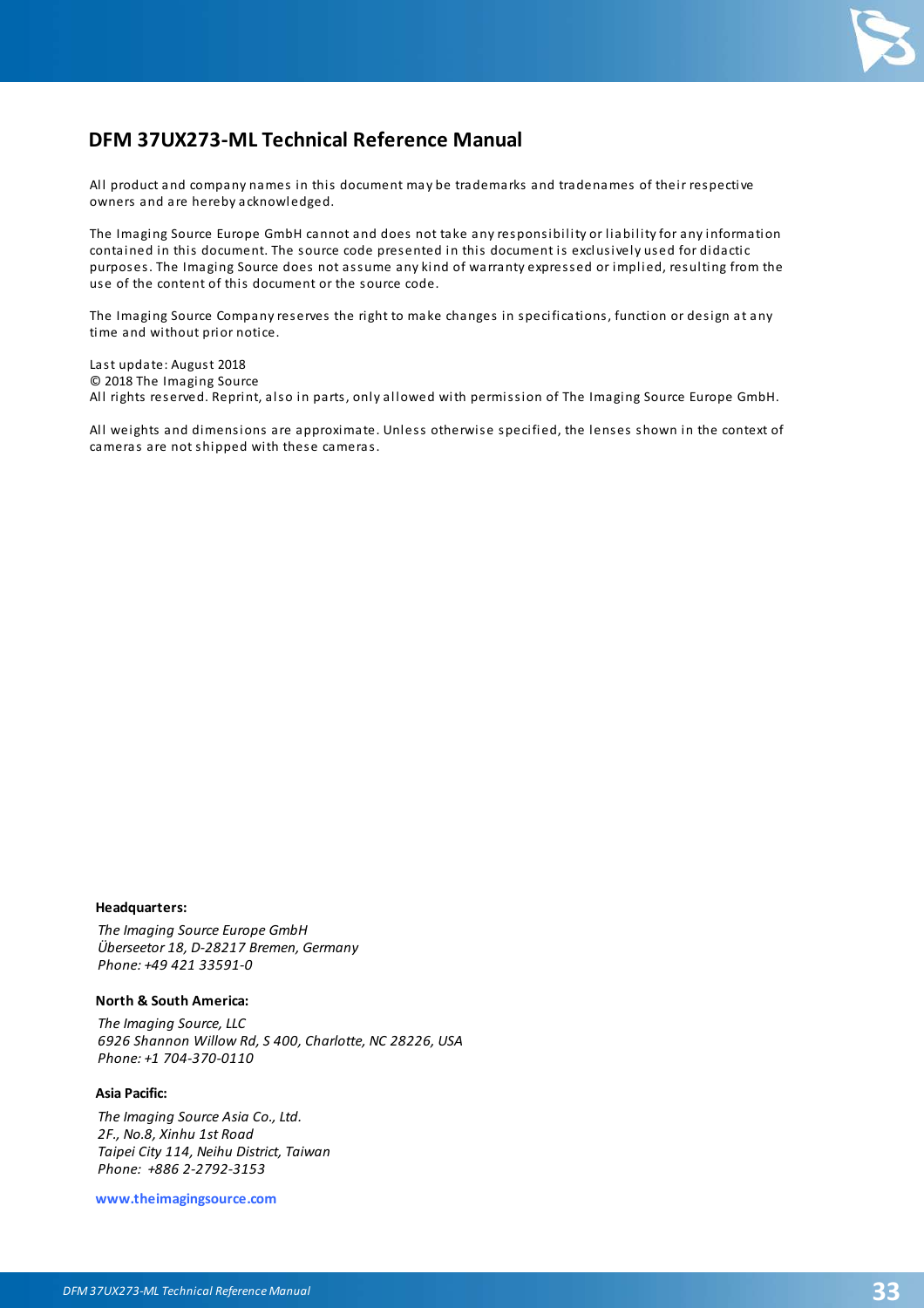# DFM 37UX273-ML Technical Reference Manual

All product and company names in this document may be trademarks and tradenames of their respective owners and are hereby acknowledged.

The Imaging Source Europe GmbH cannot and does not take any responsibility or liability for any information contained in this document. The source code presented in this document is exclusively used for didactic purposes. The Imaging Source does not assume any kind of warranty expressed or implied, resulting from the use of the content of this document or the source code.

The Imaging Source Company reserves the right to make changes in specifications, function or design at any time and without prior notice.

Last update: August 2018
© 2018 The Imaging Source
All rights reserved. Reprint, also in parts, only allowed with permission of The Imaging Source Europe GmbH.

All weights and dimensions are approximate. Unless otherwise specified, the lenses shown in the context of cameras are not shipped with these cameras.

**Headquarters:**

*The Imaging Source Europe GmbH*
*Überseetor 18, D-28217 Bremen, Germany*
*Phone: +49 421 33591-0*

**North & South America:**

*The Imaging Source, LLC*
*6926 Shannon Willow Rd, S 400, Charlotte, NC 28226, USA*
*Phone: +1 704-370-0110*

**Asia Pacific:**

*The Imaging Source Asia Co., Ltd.*
*2F., No.8, Xinhu 1st Road*
*Taipei City 114, Neihu District, Taiwan*
*Phone: +886 2-2792-3153*

**www.theimagingsource.com**